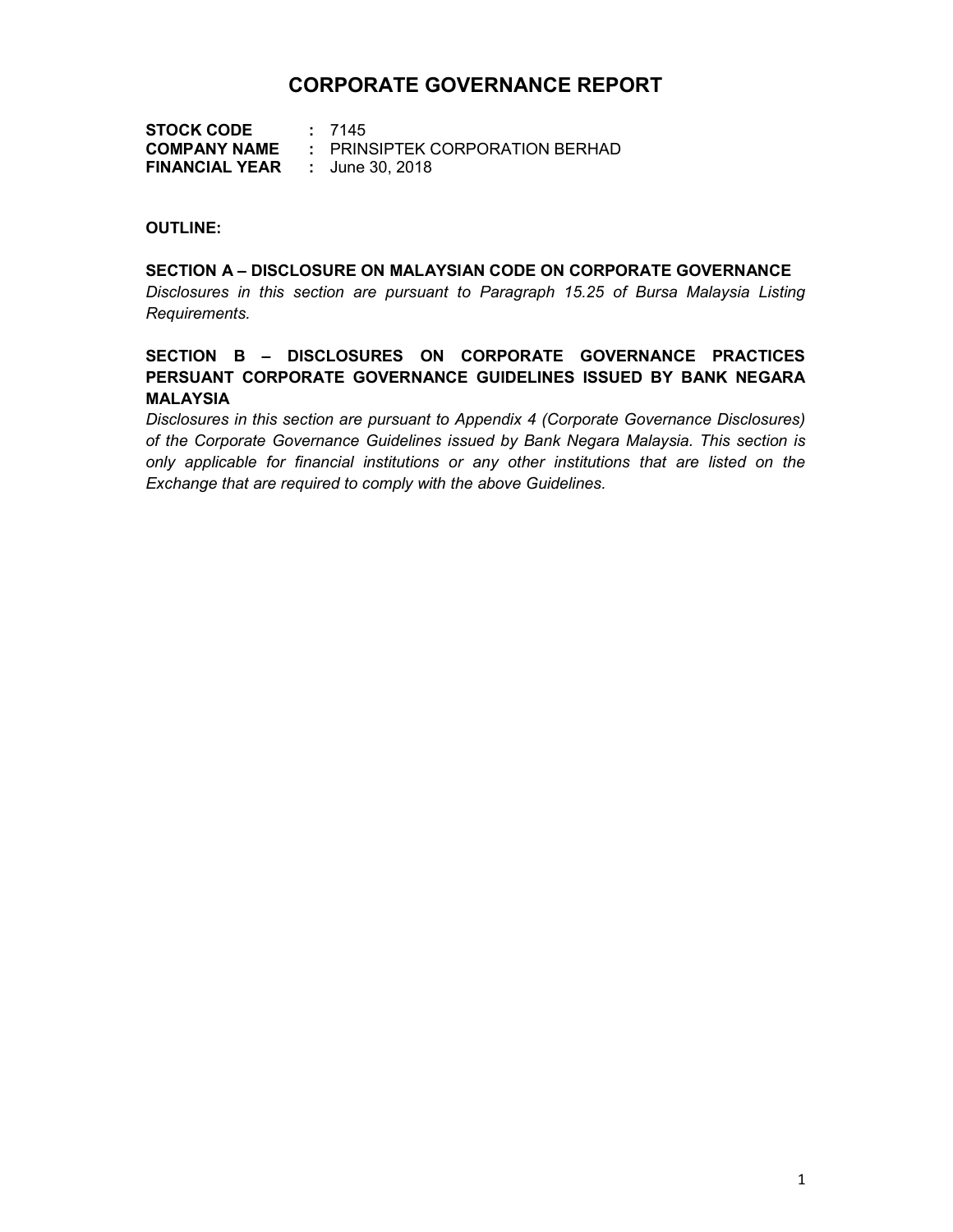# CORPORATE GOVERNANCE REPORT

**STOCK CODE** : 7145
**COMPANY NAME** : PRINSIPTEK CORPORATION BERHAD
**FINANCIAL YEAR** : June 30, 2018

**OUTLINE:**

**SECTION A – DISCLOSURE ON MALAYSIAN CODE ON CORPORATE GOVERNANCE**
*Disclosures in this section are pursuant to Paragraph 15.25 of Bursa Malaysia Listing Requirements.*

**SECTION B – DISCLOSURES ON CORPORATE GOVERNANCE PRACTICES PERSUANT CORPORATE GOVERNANCE GUIDELINES ISSUED BY BANK NEGARA MALAYSIA**
*Disclosures in this section are pursuant to Appendix 4 (Corporate Governance Disclosures) of the Corporate Governance Guidelines issued by Bank Negara Malaysia. This section is only applicable for financial institutions or any other institutions that are listed on the Exchange that are required to comply with the above Guidelines.*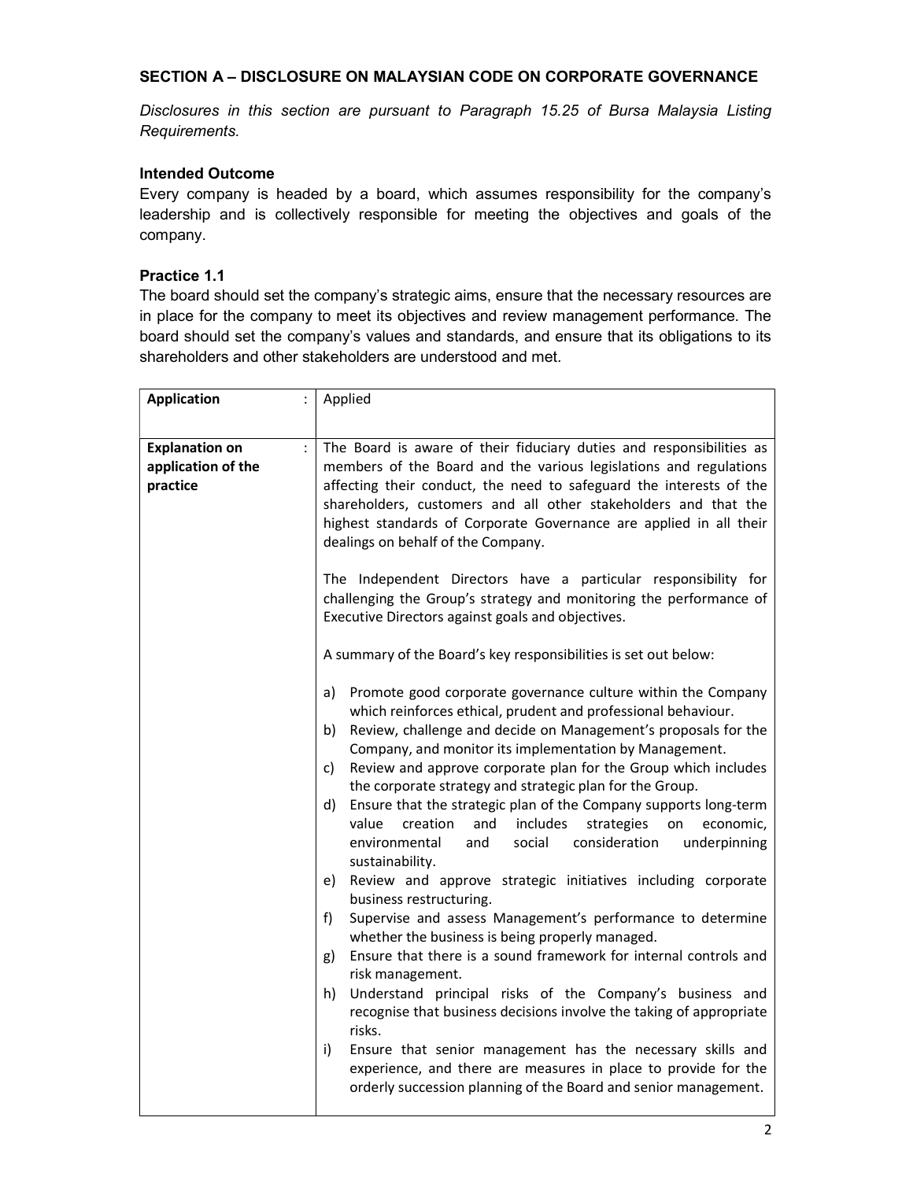## SECTION A – DISCLOSURE ON MALAYSIAN CODE ON CORPORATE GOVERNANCE

*Disclosures in this section are pursuant to Paragraph 15.25 of Bursa Malaysia Listing Requirements.*

### Intended Outcome

Every company is headed by a board, which assumes responsibility for the company's leadership and is collectively responsible for meeting the objectives and goals of the company.

### Practice 1.1

The board should set the company's strategic aims, ensure that the necessary resources are in place for the company to meet its objectives and review management performance. The board should set the company's values and standards, and ensure that its obligations to its shareholders and other stakeholders are understood and met.

| **Application** : | Applied |
|---|---|
| **Explanation on application of the practice** : | The Board is aware of their fiduciary duties and responsibilities as members of the Board and the various legislations and regulations affecting their conduct, the need to safeguard the interests of the shareholders, customers and all other stakeholders and that the highest standards of Corporate Governance are applied in all their dealings on behalf of the Company.<br><br>The Independent Directors have a particular responsibility for challenging the Group's strategy and monitoring the performance of Executive Directors against goals and objectives.<br><br>A summary of the Board's key responsibilities is set out below:<br><br>a) Promote good corporate governance culture within the Company which reinforces ethical, prudent and professional behaviour.<br>b) Review, challenge and decide on Management's proposals for the Company, and monitor its implementation by Management.<br>c) Review and approve corporate plan for the Group which includes the corporate strategy and strategic plan for the Group.<br>d) Ensure that the strategic plan of the Company supports long-term value creation and includes strategies on economic, environmental and social consideration underpinning sustainability.<br>e) Review and approve strategic initiatives including corporate business restructuring.<br>f) Supervise and assess Management's performance to determine whether the business is being properly managed.<br>g) Ensure that there is a sound framework for internal controls and risk management.<br>h) Understand principal risks of the Company's business and recognise that business decisions involve the taking of appropriate risks.<br>i) Ensure that senior management has the necessary skills and experience, and there are measures in place to provide for the orderly succession planning of the Board and senior management. |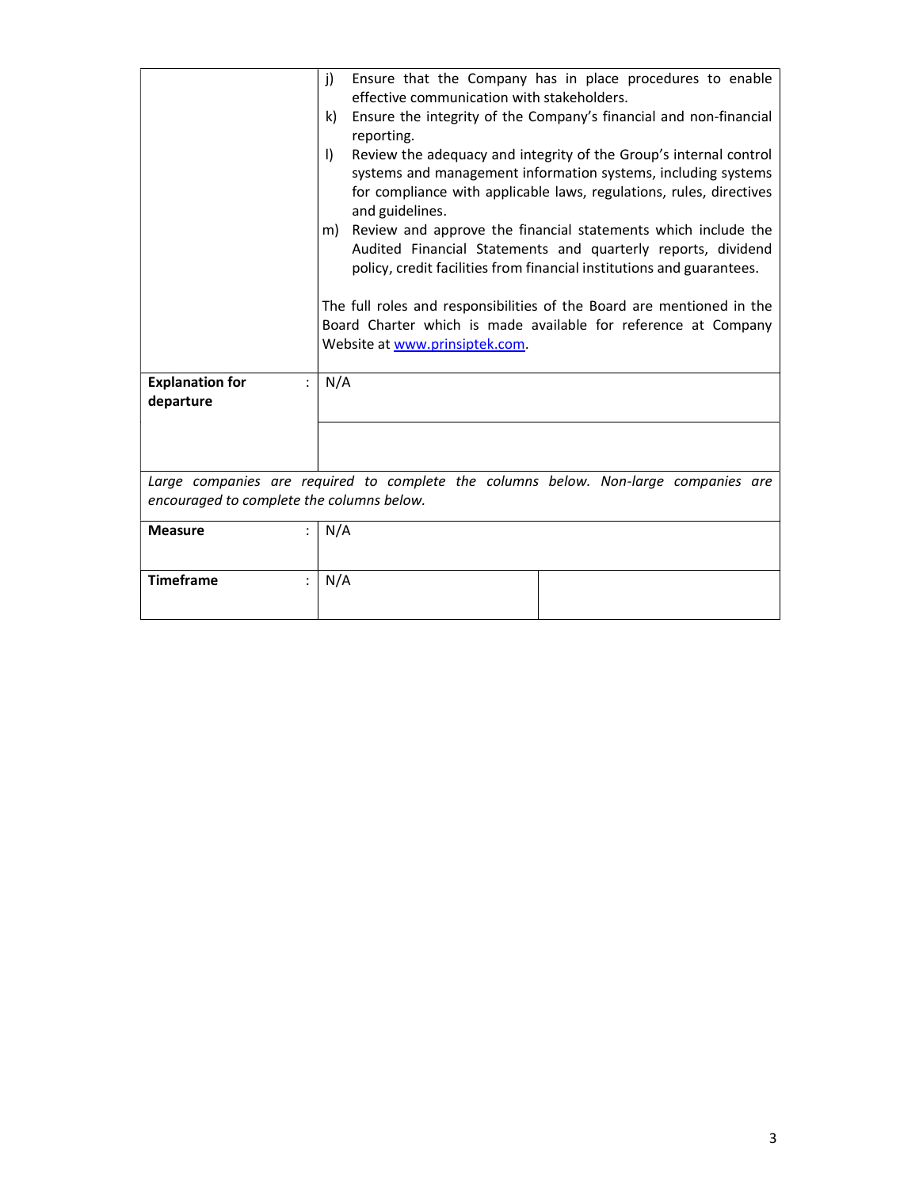| | |
|---|---|
| | j) Ensure that the Company has in place procedures to enable effective communication with stakeholders.<br>k) Ensure the integrity of the Company's financial and non-financial reporting.<br>l) Review the adequacy and integrity of the Group's internal control systems and management information systems, including systems for compliance with applicable laws, regulations, rules, directives and guidelines.<br>m) Review and approve the financial statements which include the Audited Financial Statements and quarterly reports, dividend policy, credit facilities from financial institutions and guarantees.<br><br>The full roles and responsibilities of the Board are mentioned in the Board Charter which is made available for reference at Company Website at [www.prinsiptek.com](http://www.prinsiptek.com). |
| **Explanation for departure** : | N/A |
| | |

*Large companies are required to complete the columns below. Non-large companies are encouraged to complete the columns below.*

| | | |
|---|---|---|
| **Measure** : | N/A | |
| **Timeframe** : | N/A | |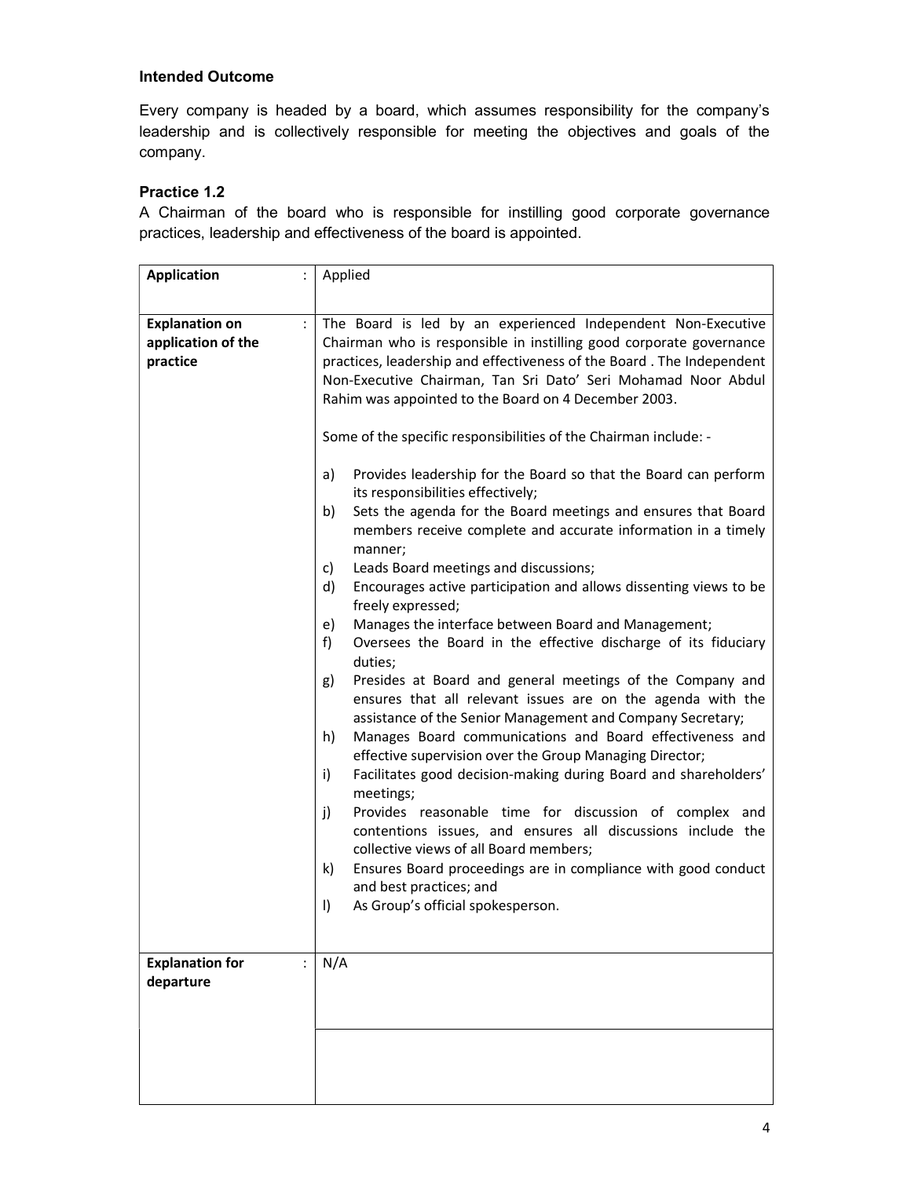### Intended Outcome

Every company is headed by a board, which assumes responsibility for the company's leadership and is collectively responsible for meeting the objectives and goals of the company.

### Practice 1.2

A Chairman of the board who is responsible for instilling good corporate governance practices, leadership and effectiveness of the board is appointed.

| | |
|---|---|
| **Application** : | Applied |
| **Explanation on application of the practice** : | The Board is led by an experienced Independent Non-Executive Chairman who is responsible in instilling good corporate governance practices, leadership and effectiveness of the Board . The Independent Non-Executive Chairman, Tan Sri Dato' Seri Mohamad Noor Abdul Rahim was appointed to the Board on 4 December 2003.<br><br>Some of the specific responsibilities of the Chairman include: -<br><br>a) Provides leadership for the Board so that the Board can perform its responsibilities effectively;<br>b) Sets the agenda for the Board meetings and ensures that Board members receive complete and accurate information in a timely manner;<br>c) Leads Board meetings and discussions;<br>d) Encourages active participation and allows dissenting views to be freely expressed;<br>e) Manages the interface between Board and Management;<br>f) Oversees the Board in the effective discharge of its fiduciary duties;<br>g) Presides at Board and general meetings of the Company and ensures that all relevant issues are on the agenda with the assistance of the Senior Management and Company Secretary;<br>h) Manages Board communications and Board effectiveness and effective supervision over the Group Managing Director;<br>i) Facilitates good decision-making during Board and shareholders' meetings;<br>j) Provides reasonable time for discussion of complex and contentions issues, and ensures all discussions include the collective views of all Board members;<br>k) Ensures Board proceedings are in compliance with good conduct and best practices; and<br>l) As Group's official spokesperson. |
| **Explanation for departure** : | N/A |
| | |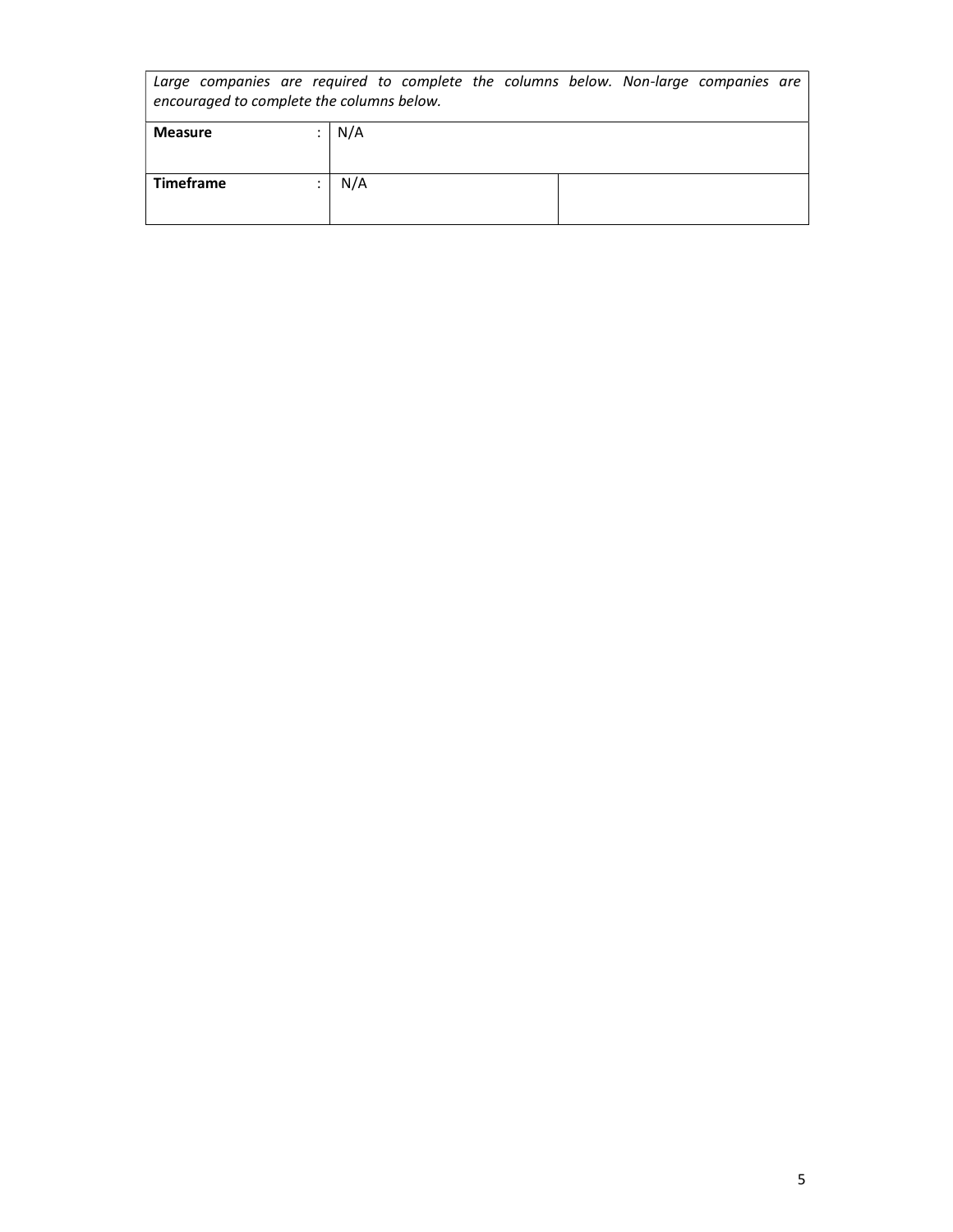| *Large companies are required to complete the columns below. Non-large companies are encouraged to complete the columns below.* | | | |
|---|---|---|---|
| **Measure** | : | N/A | |
| **Timeframe** | : | N/A | |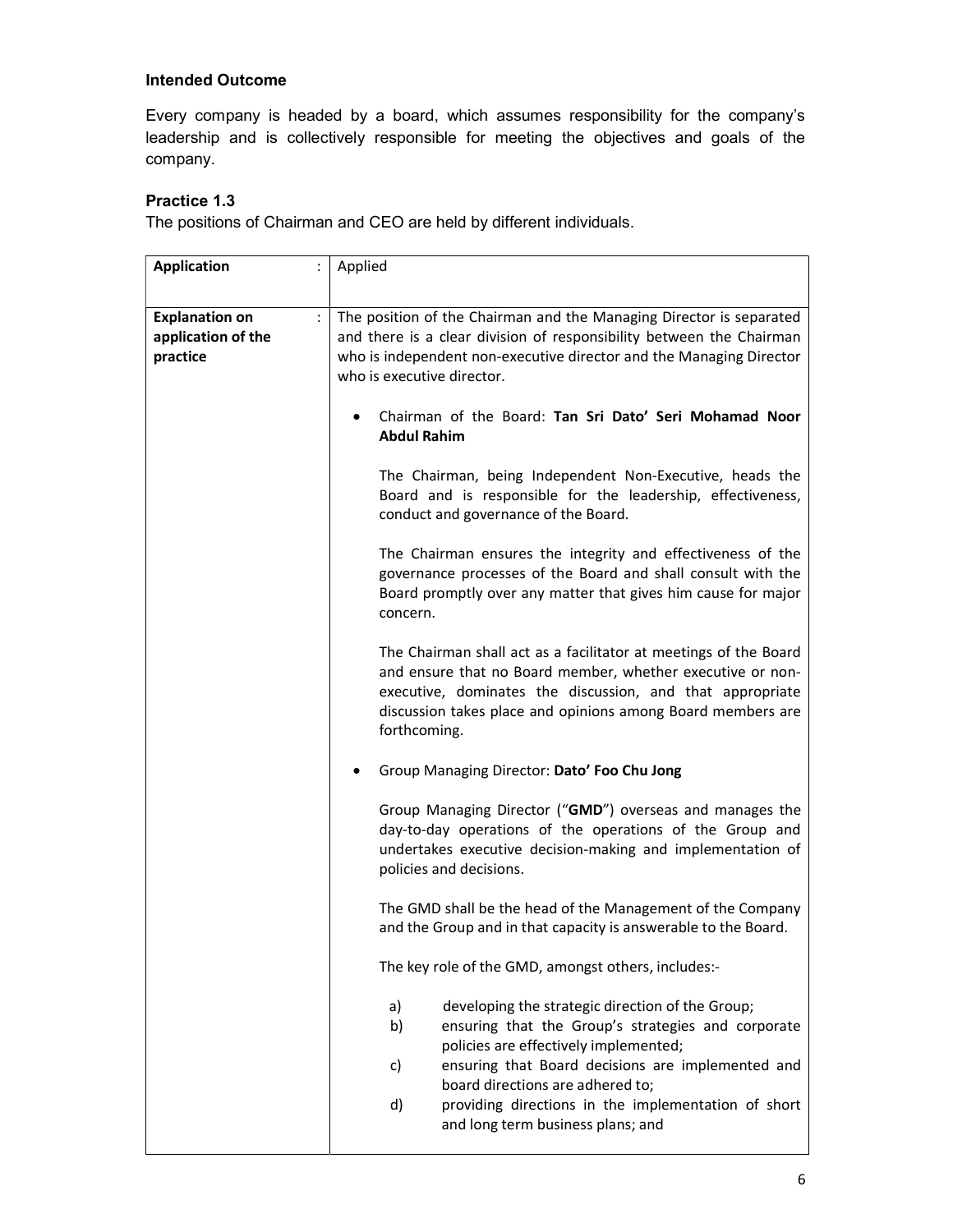### Intended Outcome

Every company is headed by a board, which assumes responsibility for the company's leadership and is collectively responsible for meeting the objectives and goals of the company.

### Practice 1.3

The positions of Chairman and CEO are held by different individuals.

| | |
|---|---|
| **Application** : | Applied |
| **Explanation on application of the practice** : | The position of the Chairman and the Managing Director is separated and there is a clear division of responsibility between the Chairman who is independent non-executive director and the Managing Director who is executive director.<br><br>• Chairman of the Board: **Tan Sri Dato' Seri Mohamad Noor Abdul Rahim**<br><br>The Chairman, being Independent Non-Executive, heads the Board and is responsible for the leadership, effectiveness, conduct and governance of the Board.<br><br>The Chairman ensures the integrity and effectiveness of the governance processes of the Board and shall consult with the Board promptly over any matter that gives him cause for major concern.<br><br>The Chairman shall act as a facilitator at meetings of the Board and ensure that no Board member, whether executive or non-executive, dominates the discussion, and that appropriate discussion takes place and opinions among Board members are forthcoming.<br><br>• Group Managing Director: **Dato' Foo Chu Jong**<br><br>Group Managing Director ("**GMD**") overseas and manages the day-to-day operations of the operations of the Group and undertakes executive decision-making and implementation of policies and decisions.<br><br>The GMD shall be the head of the Management of the Company and the Group and in that capacity is answerable to the Board.<br><br>The key role of the GMD, amongst others, includes:-<br><br>a) developing the strategic direction of the Group;<br>b) ensuring that the Group's strategies and corporate policies are effectively implemented;<br>c) ensuring that Board decisions are implemented and board directions are adhered to;<br>d) providing directions in the implementation of short and long term business plans; and |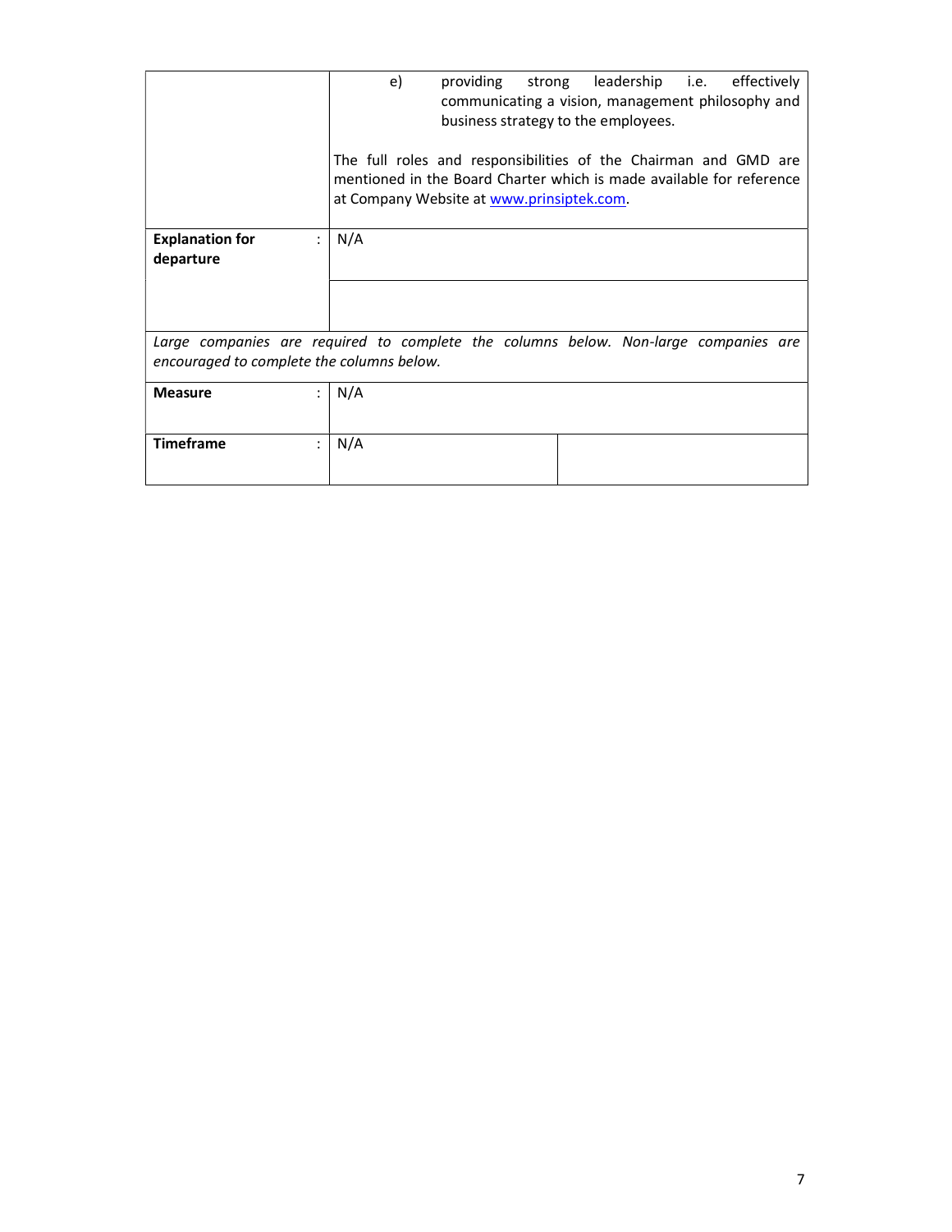| | |
|---|---|
| | e) providing strong leadership i.e. effectively communicating a vision, management philosophy and business strategy to the employees.<br><br>The full roles and responsibilities of the Chairman and GMD are mentioned in the Board Charter which is made available for reference at Company Website at [www.prinsiptek.com](http://www.prinsiptek.com). |
| **Explanation for departure** : | N/A |
| | |

*Large companies are required to complete the columns below. Non-large companies are encouraged to complete the columns below.*

| | | |
|---|---|---|
| **Measure** : | N/A | |
| **Timeframe** : | N/A | |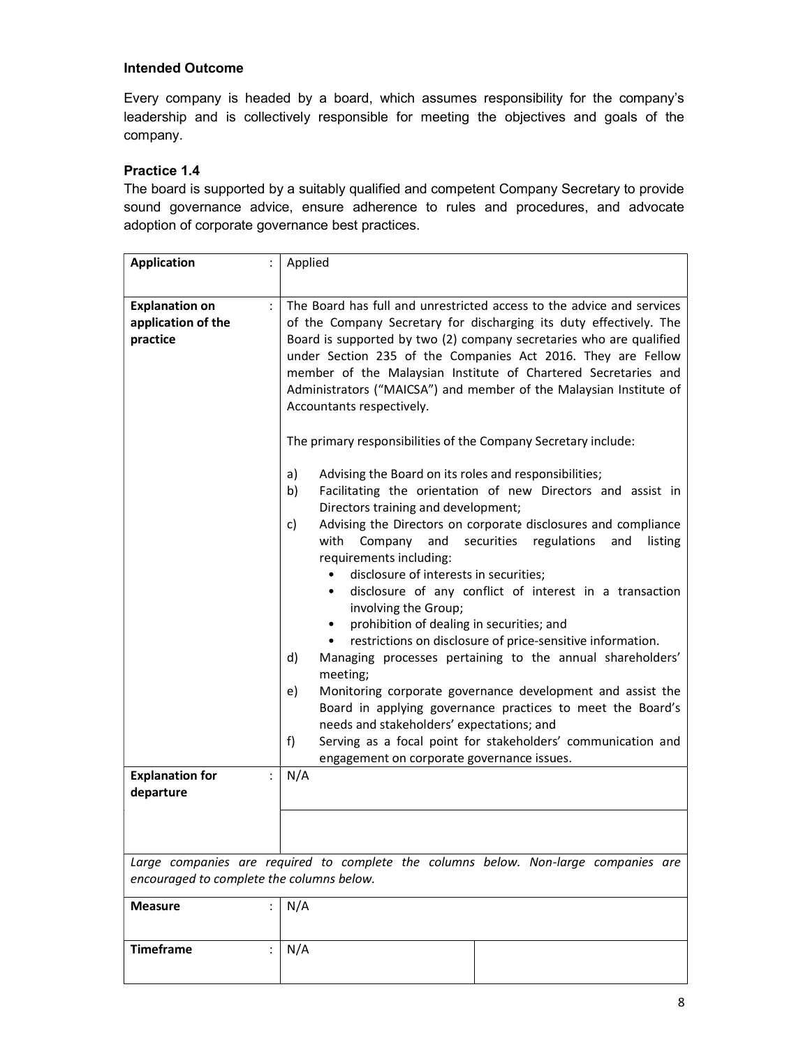### Intended Outcome

Every company is headed by a board, which assumes responsibility for the company's leadership and is collectively responsible for meeting the objectives and goals of the company.

### Practice 1.4

The board is supported by a suitably qualified and competent Company Secretary to provide sound governance advice, ensure adherence to rules and procedures, and advocate adoption of corporate governance best practices.

| | | |
|---|---|---|
| **Application** : | Applied | |
| **Explanation on application of the practice** : | The Board has full and unrestricted access to the advice and services of the Company Secretary for discharging its duty effectively. The Board is supported by two (2) company secretaries who are qualified under Section 235 of the Companies Act 2016. They are Fellow member of the Malaysian Institute of Chartered Secretaries and Administrators ("MAICSA") and member of the Malaysian Institute of Accountants respectively.<br><br>The primary responsibilities of the Company Secretary include:<br><br>a) Advising the Board on its roles and responsibilities;<br>b) Facilitating the orientation of new Directors and assist in Directors training and development;<br>c) Advising the Directors on corporate disclosures and compliance with Company and securities regulations and listing requirements including:<br>• disclosure of interests in securities;<br>• disclosure of any conflict of interest in a transaction involving the Group;<br>• prohibition of dealing in securities; and<br>• restrictions on disclosure of price-sensitive information.<br>d) Managing processes pertaining to the annual shareholders' meeting;<br>e) Monitoring corporate governance development and assist the Board in applying governance practices to meet the Board's needs and stakeholders' expectations; and<br>f) Serving as a focal point for stakeholders' communication and engagement on corporate governance issues. | |
| **Explanation for departure** : | N/A | |
| | | |
| *Large companies are required to complete the columns below. Non-large companies are encouraged to complete the columns below.* | | |
| **Measure** : | N/A | |
| **Timeframe** : | N/A | |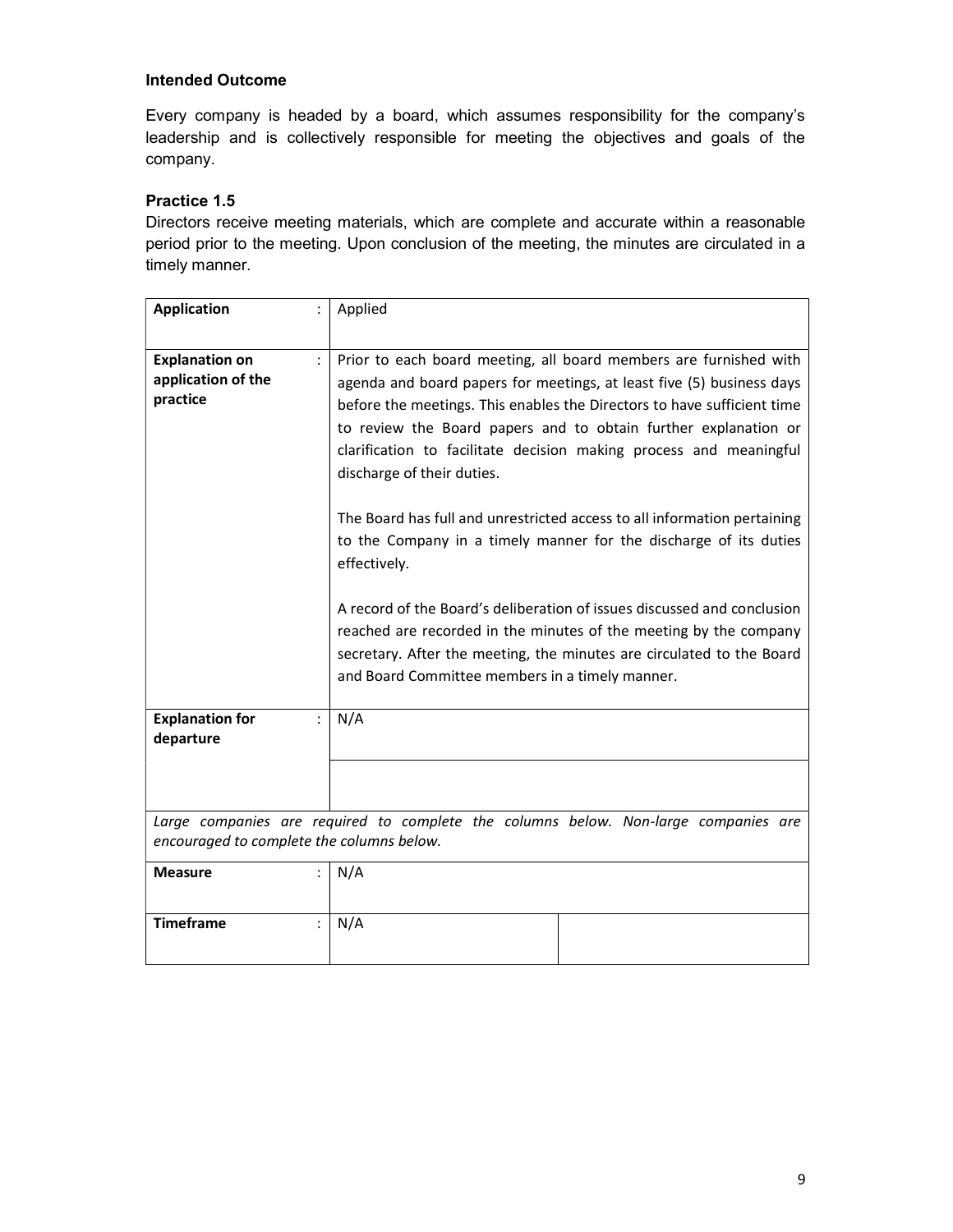### Intended Outcome

Every company is headed by a board, which assumes responsibility for the company's leadership and is collectively responsible for meeting the objectives and goals of the company.

### Practice 1.5

Directors receive meeting materials, which are complete and accurate within a reasonable period prior to the meeting. Upon conclusion of the meeting, the minutes are circulated in a timely manner.

| | | |
|---|---|---|
| **Application** : | Applied | |
| **Explanation on application of the practice** : | Prior to each board meeting, all board members are furnished with agenda and board papers for meetings, at least five (5) business days before the meetings. This enables the Directors to have sufficient time to review the Board papers and to obtain further explanation or clarification to facilitate decision making process and meaningful discharge of their duties.<br><br>The Board has full and unrestricted access to all information pertaining to the Company in a timely manner for the discharge of its duties effectively.<br><br>A record of the Board's deliberation of issues discussed and conclusion reached are recorded in the minutes of the meeting by the company secretary. After the meeting, the minutes are circulated to the Board and Board Committee members in a timely manner. | |
| **Explanation for departure** : | N/A | |
| | | |
| *Large companies are required to complete the columns below. Non-large companies are encouraged to complete the columns below.* | | |
| **Measure** : | N/A | |
| **Timeframe** : | N/A | |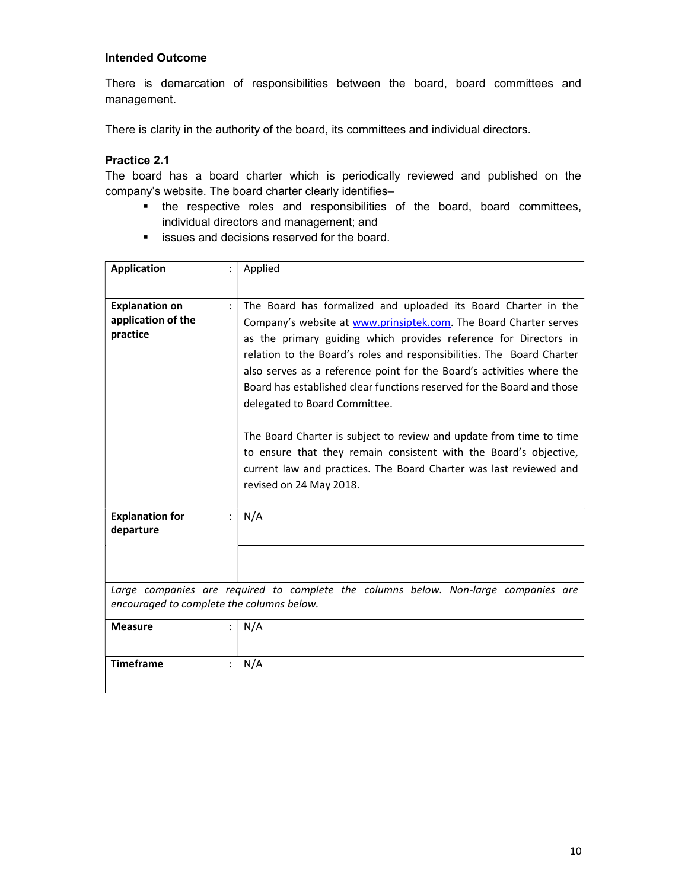**Intended Outcome**

There is demarcation of responsibilities between the board, board committees and management.

There is clarity in the authority of the board, its committees and individual directors.

**Practice 2.1**

The board has a board charter which is periodically reviewed and published on the company's website. The board charter clearly identifies–

- the respective roles and responsibilities of the board, board committees, individual directors and management; and
- issues and decisions reserved for the board.

| | | | |
|---|---|---|---|
| **Application** | : | Applied | |
| **Explanation on application of the practice** | : | The Board has formalized and uploaded its Board Charter in the Company's website at www.prinsiptek.com. The Board Charter serves as the primary guiding which provides reference for Directors in relation to the Board's roles and responsibilities. The Board Charter also serves as a reference point for the Board's activities where the Board has established clear functions reserved for the Board and those delegated to Board Committee.<br><br>The Board Charter is subject to review and update from time to time to ensure that they remain consistent with the Board's objective, current law and practices. The Board Charter was last reviewed and revised on 24 May 2018. | |
| **Explanation for departure** | : | N/A | |
| | | | |
| *Large companies are required to complete the columns below. Non-large companies are encouraged to complete the columns below.* | | | |
| **Measure** | : | N/A | |
| **Timeframe** | : | N/A | |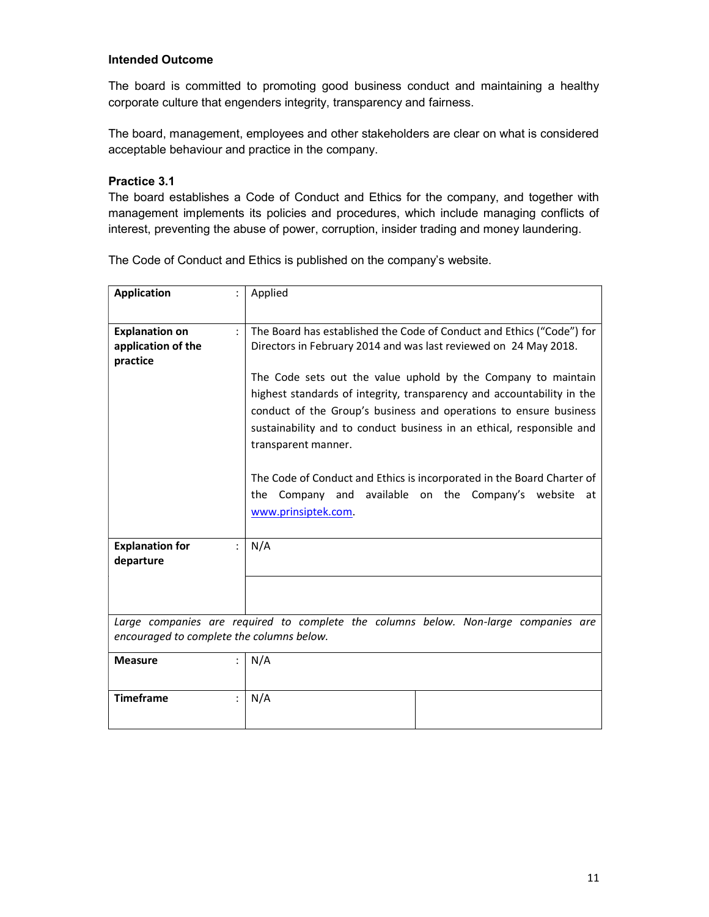### Intended Outcome

The board is committed to promoting good business conduct and maintaining a healthy corporate culture that engenders integrity, transparency and fairness.

The board, management, employees and other stakeholders are clear on what is considered acceptable behaviour and practice in the company.

### Practice 3.1

The board establishes a Code of Conduct and Ethics for the company, and together with management implements its policies and procedures, which include managing conflicts of interest, preventing the abuse of power, corruption, insider trading and money laundering.

The Code of Conduct and Ethics is published on the company's website.

| | | |
|---|---|---|
| **Application** : | Applied | |
| **Explanation on application of the practice** : | The Board has established the Code of Conduct and Ethics ("Code") for Directors in February 2014 and was last reviewed on 24 May 2018.<br><br>The Code sets out the value uphold by the Company to maintain highest standards of integrity, transparency and accountability in the conduct of the Group's business and operations to ensure business sustainability and to conduct business in an ethical, responsible and transparent manner.<br><br>The Code of Conduct and Ethics is incorporated in the Board Charter of the Company and available on the Company's website at www.prinsiptek.com. | |
| **Explanation for departure** : | N/A | |
| *Large companies are required to complete the columns below. Non-large companies are encouraged to complete the columns below.* | | |
| **Measure** : | N/A | |
| **Timeframe** : | N/A | |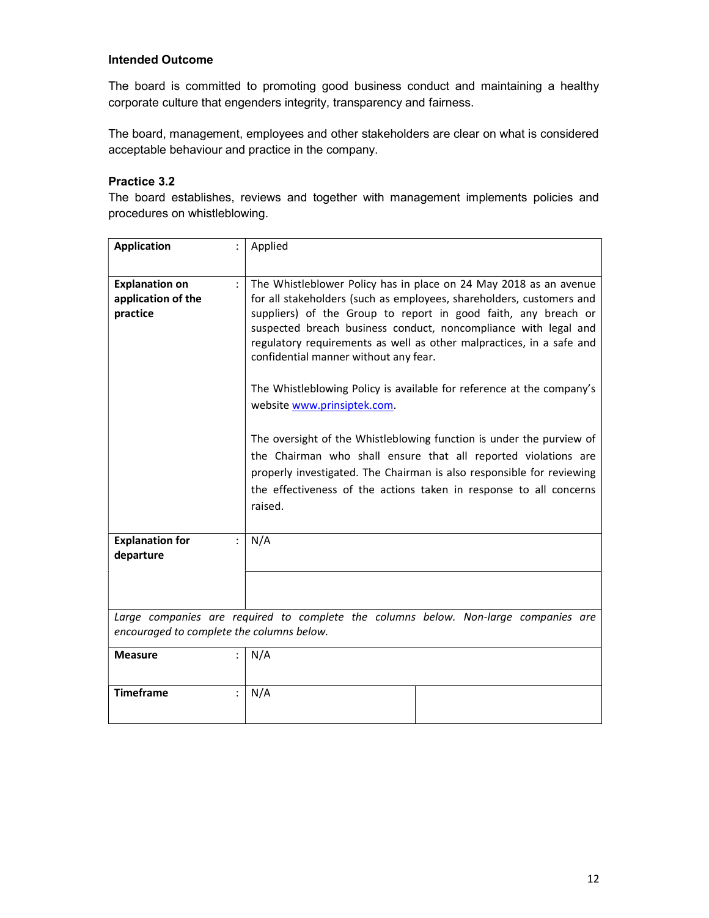**Intended Outcome**

The board is committed to promoting good business conduct and maintaining a healthy corporate culture that engenders integrity, transparency and fairness.

The board, management, employees and other stakeholders are clear on what is considered acceptable behaviour and practice in the company.

**Practice 3.2**

The board establishes, reviews and together with management implements policies and procedures on whistleblowing.

| | | | |
|---|---|---|---|
| **Application** | : | Applied | |
| **Explanation on application of the practice** | : | The Whistleblower Policy has in place on 24 May 2018 as an avenue for all stakeholders (such as employees, shareholders, customers and suppliers) of the Group to report in good faith, any breach or suspected breach business conduct, noncompliance with legal and regulatory requirements as well as other malpractices, in a safe and confidential manner without any fear.<br><br>The Whistleblowing Policy is available for reference at the company's website [www.prinsiptek.com](www.prinsiptek.com).<br><br>The oversight of the Whistleblowing function is under the purview of the Chairman who shall ensure that all reported violations are properly investigated. The Chairman is also responsible for reviewing the effectiveness of the actions taken in response to all concerns raised. | |
| **Explanation for departure** | : | N/A | |
| | | | |
| *Large companies are required to complete the columns below. Non-large companies are encouraged to complete the columns below.* | | | |
| **Measure** | : | N/A | |
| **Timeframe** | : | N/A | |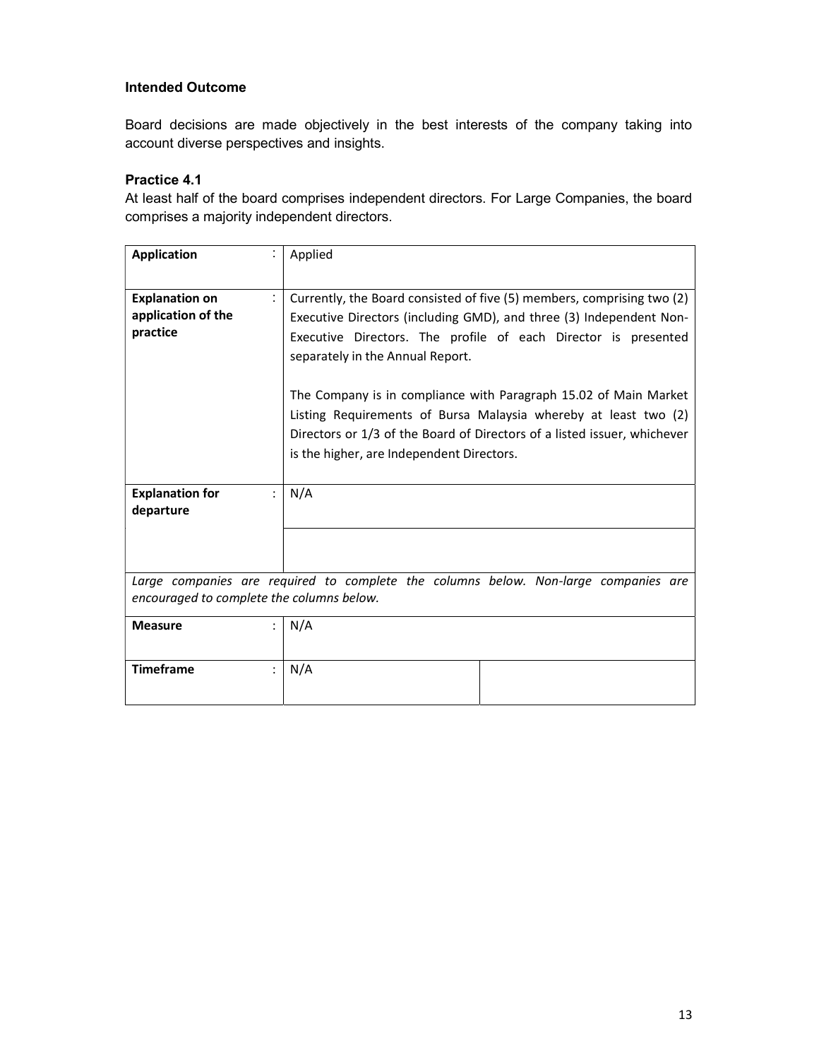**Intended Outcome**

Board decisions are made objectively in the best interests of the company taking into account diverse perspectives and insights.

**Practice 4.1**

At least half of the board comprises independent directors. For Large Companies, the board comprises a majority independent directors.

| | | |
|---|---|---|
| **Application** : | Applied | |
| **Explanation on application of the practice** : | Currently, the Board consisted of five (5) members, comprising two (2) Executive Directors (including GMD), and three (3) Independent Non-Executive Directors. The profile of each Director is presented separately in the Annual Report.<br><br>The Company is in compliance with Paragraph 15.02 of Main Market Listing Requirements of Bursa Malaysia whereby at least two (2) Directors or 1/3 of the Board of Directors of a listed issuer, whichever is the higher, are Independent Directors. | |
| **Explanation for departure** : | N/A | |
| | | |
| *Large companies are required to complete the columns below. Non-large companies are encouraged to complete the columns below.* | | |
| **Measure** : | N/A | |
| **Timeframe** : | N/A | |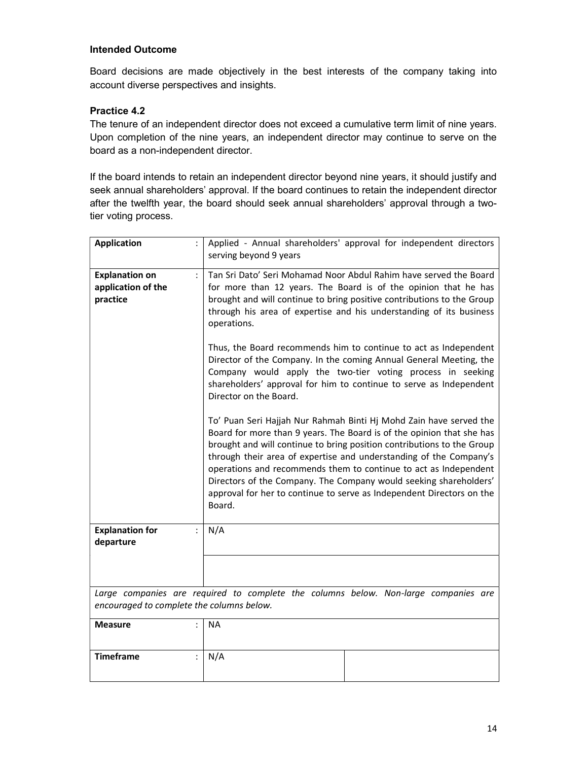### Intended Outcome

Board decisions are made objectively in the best interests of the company taking into account diverse perspectives and insights.

### Practice 4.2

The tenure of an independent director does not exceed a cumulative term limit of nine years. Upon completion of the nine years, an independent director may continue to serve on the board as a non-independent director.

If the board intends to retain an independent director beyond nine years, it should justify and seek annual shareholders' approval. If the board continues to retain the independent director after the twelfth year, the board should seek annual shareholders' approval through a two-tier voting process.

| | | |
|---|---|---|
| **Application** : | Applied - Annual shareholders' approval for independent directors serving beyond 9 years | |
| **Explanation on application of the practice** : | Tan Sri Dato' Seri Mohamad Noor Abdul Rahim have served the Board for more than 12 years. The Board is of the opinion that he has brought and will continue to bring positive contributions to the Group through his area of expertise and his understanding of its business operations.<br><br>Thus, the Board recommends him to continue to act as Independent Director of the Company. In the coming Annual General Meeting, the Company would apply the two-tier voting process in seeking shareholders' approval for him to continue to serve as Independent Director on the Board.<br><br>To' Puan Seri Hajjah Nur Rahmah Binti Hj Mohd Zain have served the Board for more than 9 years. The Board is of the opinion that she has brought and will continue to bring position contributions to the Group through their area of expertise and understanding of the Company's operations and recommends them to continue to act as Independent Directors of the Company. The Company would seeking shareholders' approval for her to continue to serve as Independent Directors on the Board. | |
| **Explanation for departure** : | N/A | |
| | | |
| *Large companies are required to complete the columns below. Non-large companies are encouraged to complete the columns below.* | | |
| **Measure** : | NA | |
| **Timeframe** : | N/A | |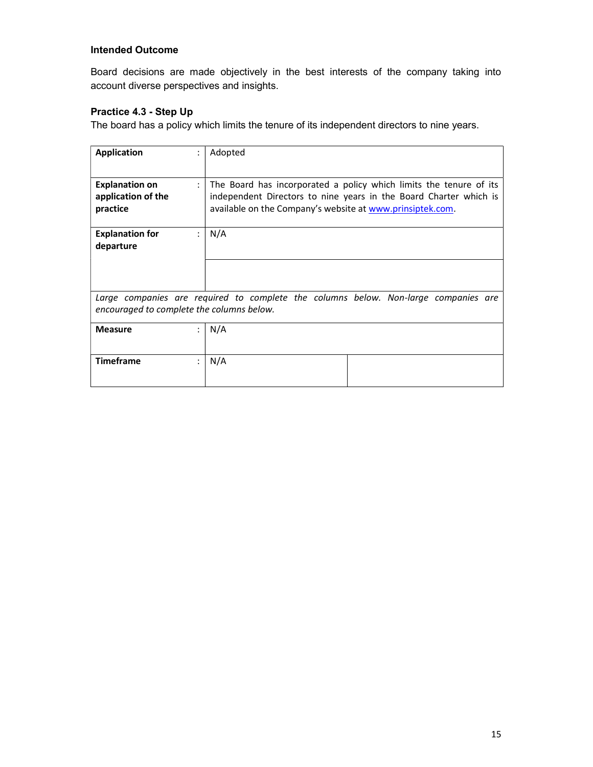**Intended Outcome**

Board decisions are made objectively in the best interests of the company taking into account diverse perspectives and insights.

**Practice 4.3 - Step Up**

The board has a policy which limits the tenure of its independent directors to nine years.

| | | |
|---|---|---|
| **Application** : | Adopted | |
| **Explanation on application of the practice** : | The Board has incorporated a policy which limits the tenure of its independent Directors to nine years in the Board Charter which is available on the Company's website at www.prinsiptek.com. | |
| **Explanation for departure** : | N/A | |
| | | |
| *Large companies are required to complete the columns below. Non-large companies are encouraged to complete the columns below.* | | |
| **Measure** : | N/A | |
| **Timeframe** : | N/A | |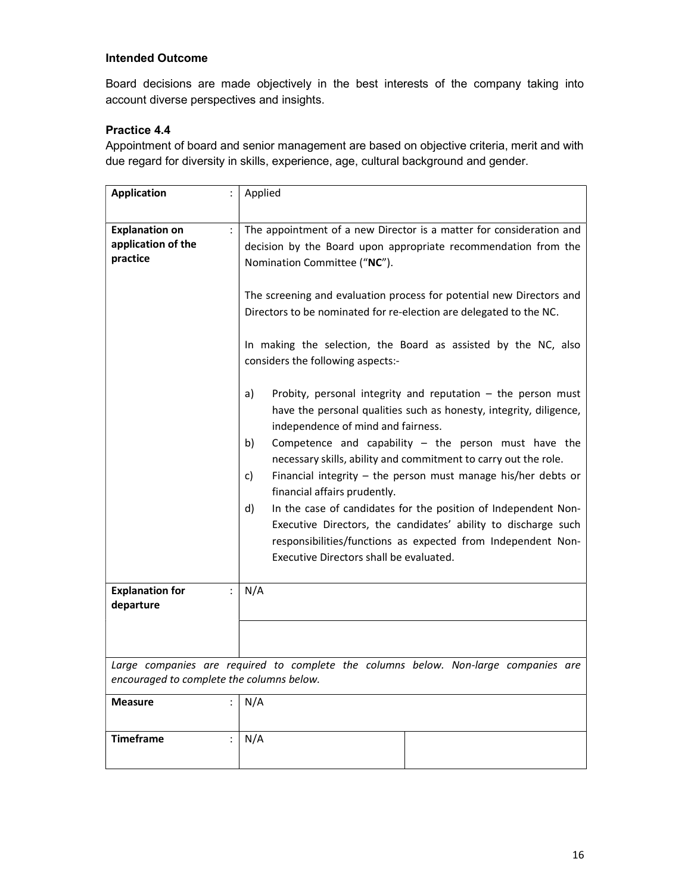### Intended Outcome

Board decisions are made objectively in the best interests of the company taking into account diverse perspectives and insights.

### Practice 4.4

Appointment of board and senior management are based on objective criteria, merit and with due regard for diversity in skills, experience, age, cultural background and gender.

| | | |
|---|---|---|
| **Application** : | Applied | |
| **Explanation on application of the practice** : | The appointment of a new Director is a matter for consideration and decision by the Board upon appropriate recommendation from the Nomination Committee ("**NC**").<br><br>The screening and evaluation process for potential new Directors and Directors to be nominated for re-election are delegated to the NC.<br><br>In making the selection, the Board as assisted by the NC, also considers the following aspects:-<br><br>a) Probity, personal integrity and reputation – the person must have the personal qualities such as honesty, integrity, diligence, independence of mind and fairness.<br>b) Competence and capability – the person must have the necessary skills, ability and commitment to carry out the role.<br>c) Financial integrity – the person must manage his/her debts or financial affairs prudently.<br>d) In the case of candidates for the position of Independent Non-Executive Directors, the candidates' ability to discharge such responsibilities/functions as expected from Independent Non-Executive Directors shall be evaluated. | |
| **Explanation for departure** : | N/A | |
| | | |
| *Large companies are required to complete the columns below. Non-large companies are encouraged to complete the columns below.* | | |
| **Measure** : | N/A | |
| **Timeframe** : | N/A | |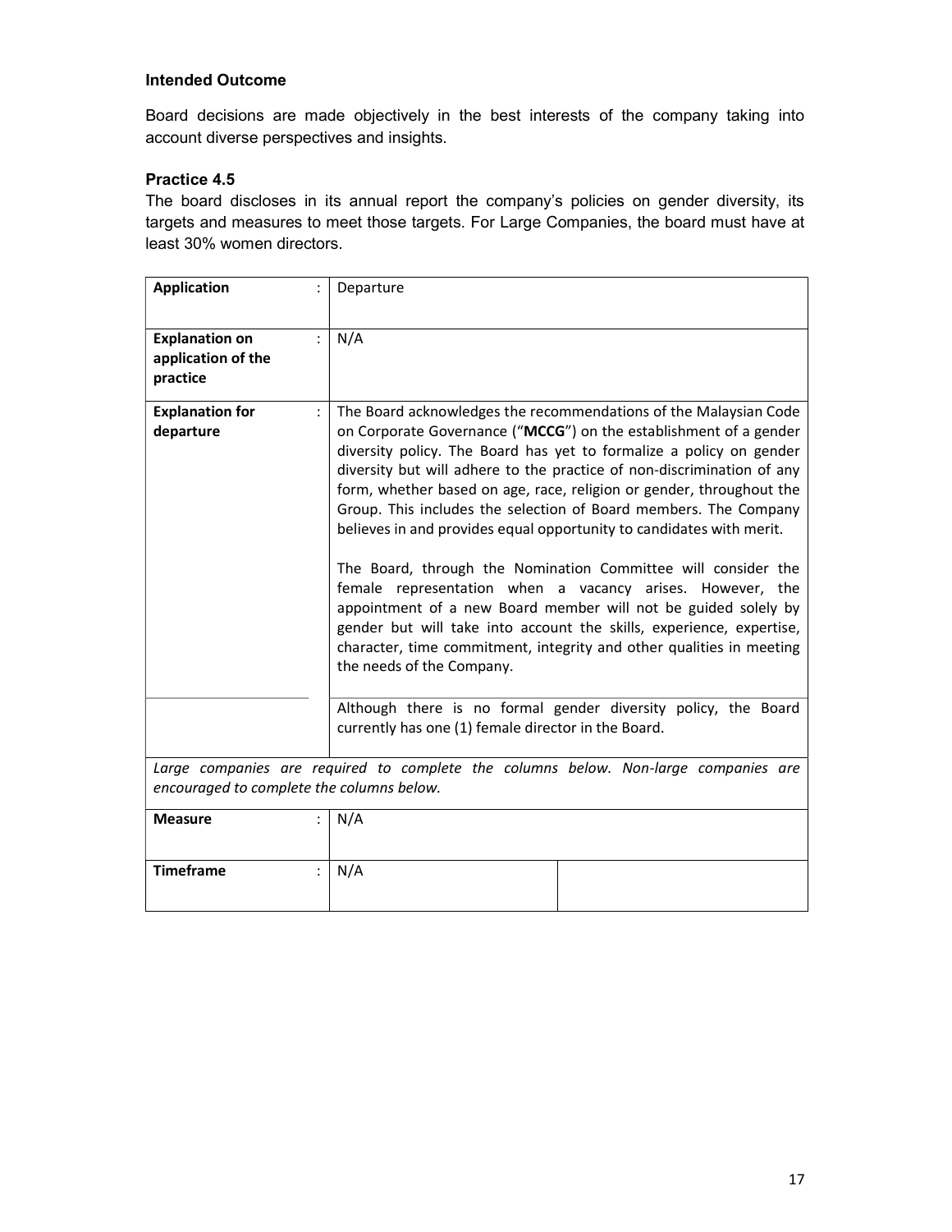### Intended Outcome

Board decisions are made objectively in the best interests of the company taking into account diverse perspectives and insights.

### Practice 4.5

The board discloses in its annual report the company's policies on gender diversity, its targets and measures to meet those targets. For Large Companies, the board must have at least 30% women directors.

| | | |
|---|---|---|
| **Application** | : | Departure |
| **Explanation on application of the practice** | : | N/A |
| **Explanation for departure** | : | The Board acknowledges the recommendations of the Malaysian Code on Corporate Governance ("**MCCG**") on the establishment of a gender diversity policy. The Board has yet to formalize a policy on gender diversity but will adhere to the practice of non-discrimination of any form, whether based on age, race, religion or gender, throughout the Group. This includes the selection of Board members. The Company believes in and provides equal opportunity to candidates with merit.<br><br>The Board, through the Nomination Committee will consider the female representation when a vacancy arises. However, the appointment of a new Board member will not be guided solely by gender but will take into account the skills, experience, expertise, character, time commitment, integrity and other qualities in meeting the needs of the Company. |
| | | Although there is no formal gender diversity policy, the Board currently has one (1) female director in the Board. |

*Large companies are required to complete the columns below. Non-large companies are encouraged to complete the columns below.*

| | | | |
|---|---|---|---|
| **Measure** | : | N/A | |
| **Timeframe** | : | N/A | |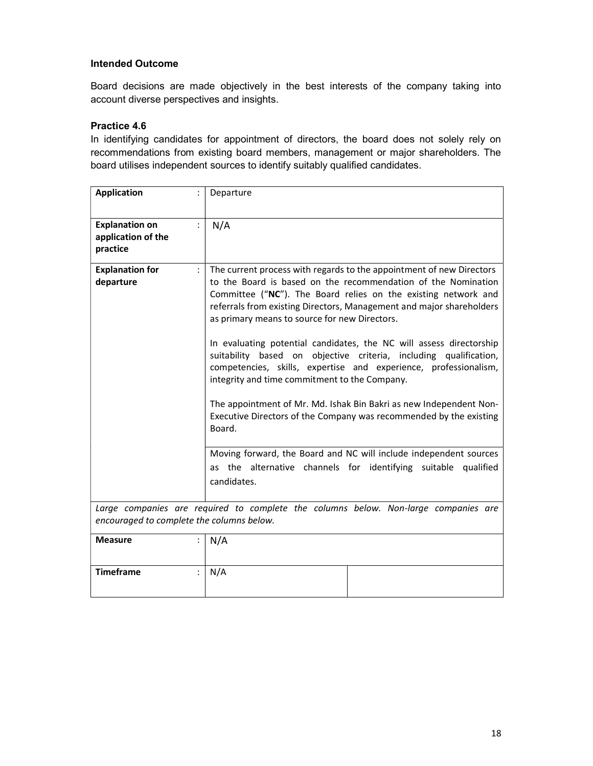### Intended Outcome

Board decisions are made objectively in the best interests of the company taking into account diverse perspectives and insights.

### Practice 4.6

In identifying candidates for appointment of directors, the board does not solely rely on recommendations from existing board members, management or major shareholders. The board utilises independent sources to identify suitably qualified candidates.

| | | | |
|---|---|---|---|
| **Application** | : | Departure | |
| **Explanation on application of the practice** | : | N/A | |
| **Explanation for departure** | : | The current process with regards to the appointment of new Directors to the Board is based on the recommendation of the Nomination Committee ("**NC**"). The Board relies on the existing network and referrals from existing Directors, Management and major shareholders as primary means to source for new Directors.<br><br>In evaluating potential candidates, the NC will assess directorship suitability based on objective criteria, including qualification, competencies, skills, expertise and experience, professionalism, integrity and time commitment to the Company.<br><br>The appointment of Mr. Md. Ishak Bin Bakri as new Independent Non-Executive Directors of the Company was recommended by the existing Board.<br><br>Moving forward, the Board and NC will include independent sources as the alternative channels for identifying suitable qualified candidates. | |
| *Large companies are required to complete the columns below. Non-large companies are encouraged to complete the columns below.* | | | |
| **Measure** | : | N/A | |
| **Timeframe** | : | N/A | |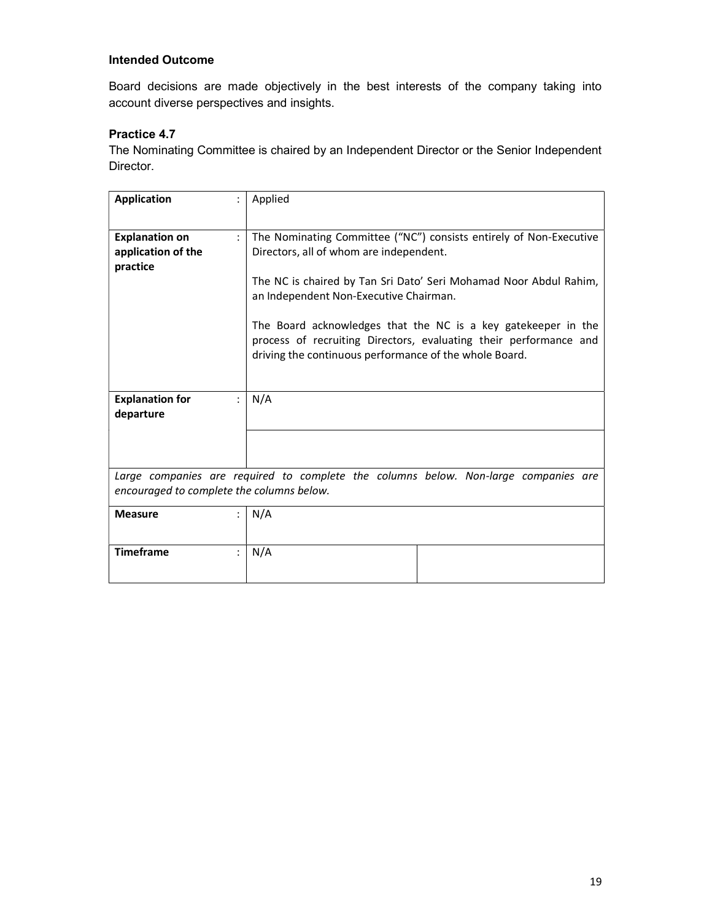**Intended Outcome**

Board decisions are made objectively in the best interests of the company taking into account diverse perspectives and insights.

**Practice 4.7**

The Nominating Committee is chaired by an Independent Director or the Senior Independent Director.

| | | |
|---|---|---|
| **Application** : | Applied | |
| **Explanation on application of the practice** : | The Nominating Committee ("NC") consists entirely of Non-Executive Directors, all of whom are independent.<br><br>The NC is chaired by Tan Sri Dato' Seri Mohamad Noor Abdul Rahim, an Independent Non-Executive Chairman.<br><br>The Board acknowledges that the NC is a key gatekeeper in the process of recruiting Directors, evaluating their performance and driving the continuous performance of the whole Board. | |
| **Explanation for departure** : | N/A | |
| | | |
| *Large companies are required to complete the columns below. Non-large companies are encouraged to complete the columns below.* | | |
| **Measure** : | N/A | |
| **Timeframe** : | N/A | |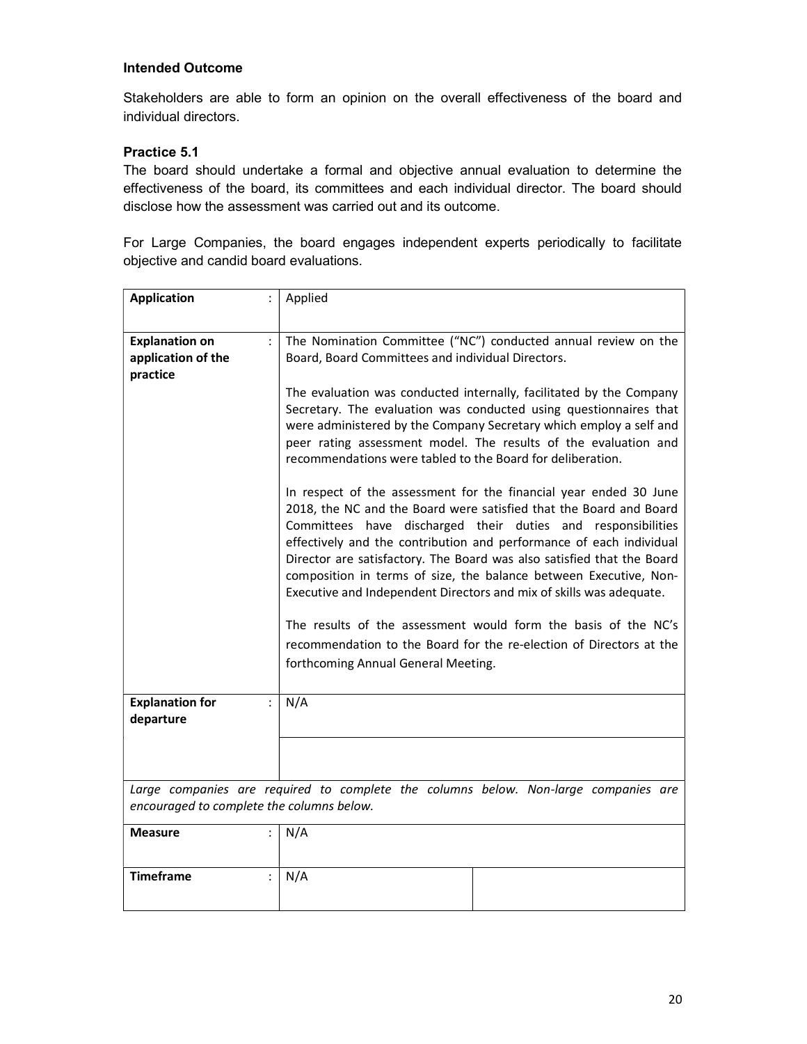**Intended Outcome**

Stakeholders are able to form an opinion on the overall effectiveness of the board and individual directors.

**Practice 5.1**

The board should undertake a formal and objective annual evaluation to determine the effectiveness of the board, its committees and each individual director. The board should disclose how the assessment was carried out and its outcome.

For Large Companies, the board engages independent experts periodically to facilitate objective and candid board evaluations.

| **Application** : | Applied | |
|---|---|---|
| **Explanation on application of the practice** : | The Nomination Committee ("NC") conducted annual review on the Board, Board Committees and individual Directors.<br><br>The evaluation was conducted internally, facilitated by the Company Secretary. The evaluation was conducted using questionnaires that were administered by the Company Secretary which employ a self and peer rating assessment model. The results of the evaluation and recommendations were tabled to the Board for deliberation.<br><br>In respect of the assessment for the financial year ended 30 June 2018, the NC and the Board were satisfied that the Board and Board Committees have discharged their duties and responsibilities effectively and the contribution and performance of each individual Director are satisfactory. The Board was also satisfied that the Board composition in terms of size, the balance between Executive, Non-Executive and Independent Directors and mix of skills was adequate.<br><br>The results of the assessment would form the basis of the NC's recommendation to the Board for the re-election of Directors at the forthcoming Annual General Meeting. | |
| **Explanation for departure** : | N/A | |
| | | |
| *Large companies are required to complete the columns below. Non-large companies are encouraged to complete the columns below.* | | |
| **Measure** : | N/A | |
| **Timeframe** : | N/A | |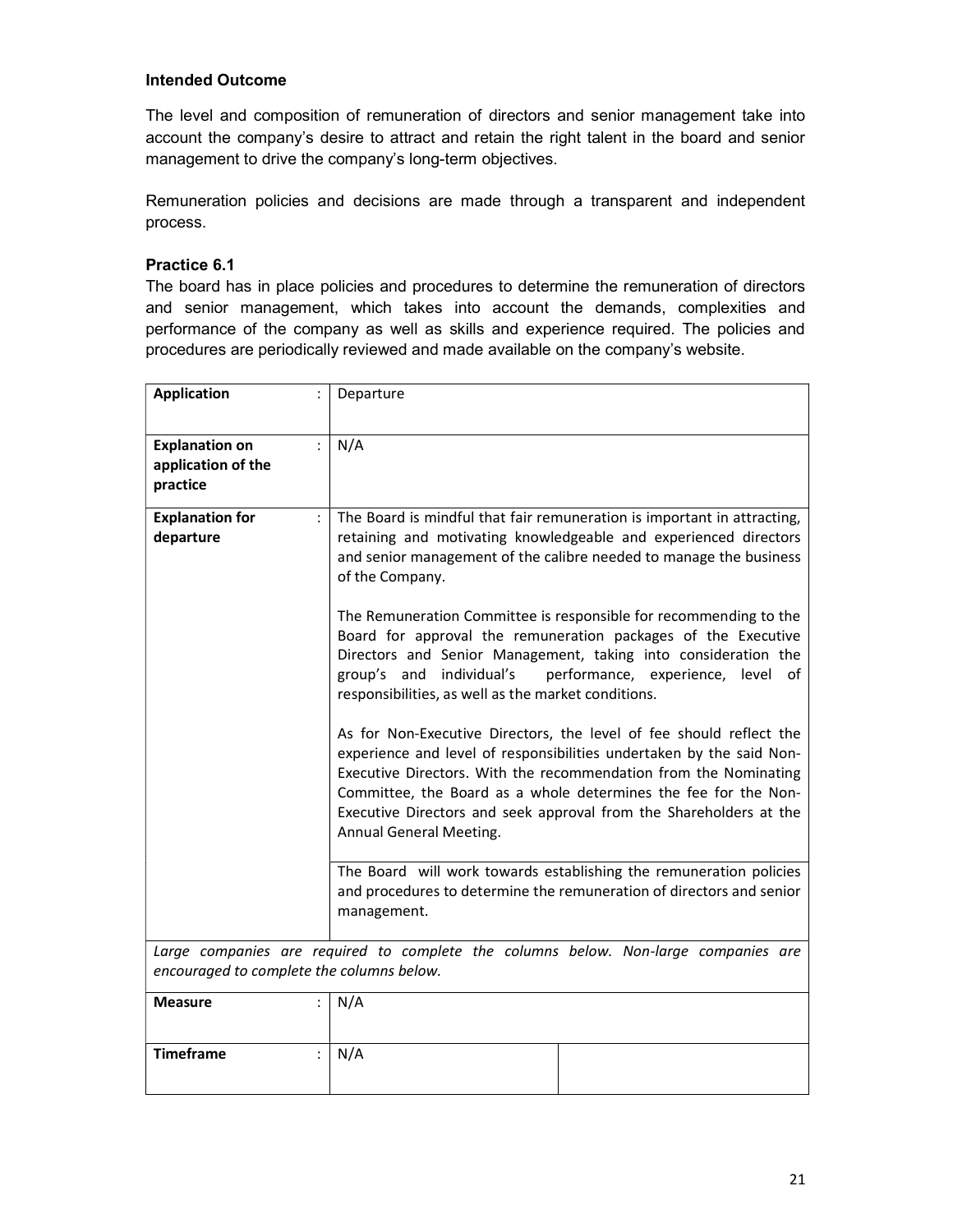### Intended Outcome

The level and composition of remuneration of directors and senior management take into account the company's desire to attract and retain the right talent in the board and senior management to drive the company's long-term objectives.

Remuneration policies and decisions are made through a transparent and independent process.

### Practice 6.1

The board has in place policies and procedures to determine the remuneration of directors and senior management, which takes into account the demands, complexities and performance of the company as well as skills and experience required. The policies and procedures are periodically reviewed and made available on the company's website.

| | | |
|---|---|---|
| **Application** : | Departure | |
| **Explanation on application of the practice** : | N/A | |
| **Explanation for departure** : | The Board is mindful that fair remuneration is important in attracting, retaining and motivating knowledgeable and experienced directors and senior management of the calibre needed to manage the business of the Company.<br><br>The Remuneration Committee is responsible for recommending to the Board for approval the remuneration packages of the Executive Directors and Senior Management, taking into consideration the group's and individual's performance, experience, level of responsibilities, as well as the market conditions.<br><br>As for Non-Executive Directors, the level of fee should reflect the experience and level of responsibilities undertaken by the said Non-Executive Directors. With the recommendation from the Nominating Committee, the Board as a whole determines the fee for the Non-Executive Directors and seek approval from the Shareholders at the Annual General Meeting.<br><br>The Board will work towards establishing the remuneration policies and procedures to determine the remuneration of directors and senior management. | |
| *Large companies are required to complete the columns below. Non-large companies are encouraged to complete the columns below.* | | |
| **Measure** : | N/A | |
| **Timeframe** : | N/A | |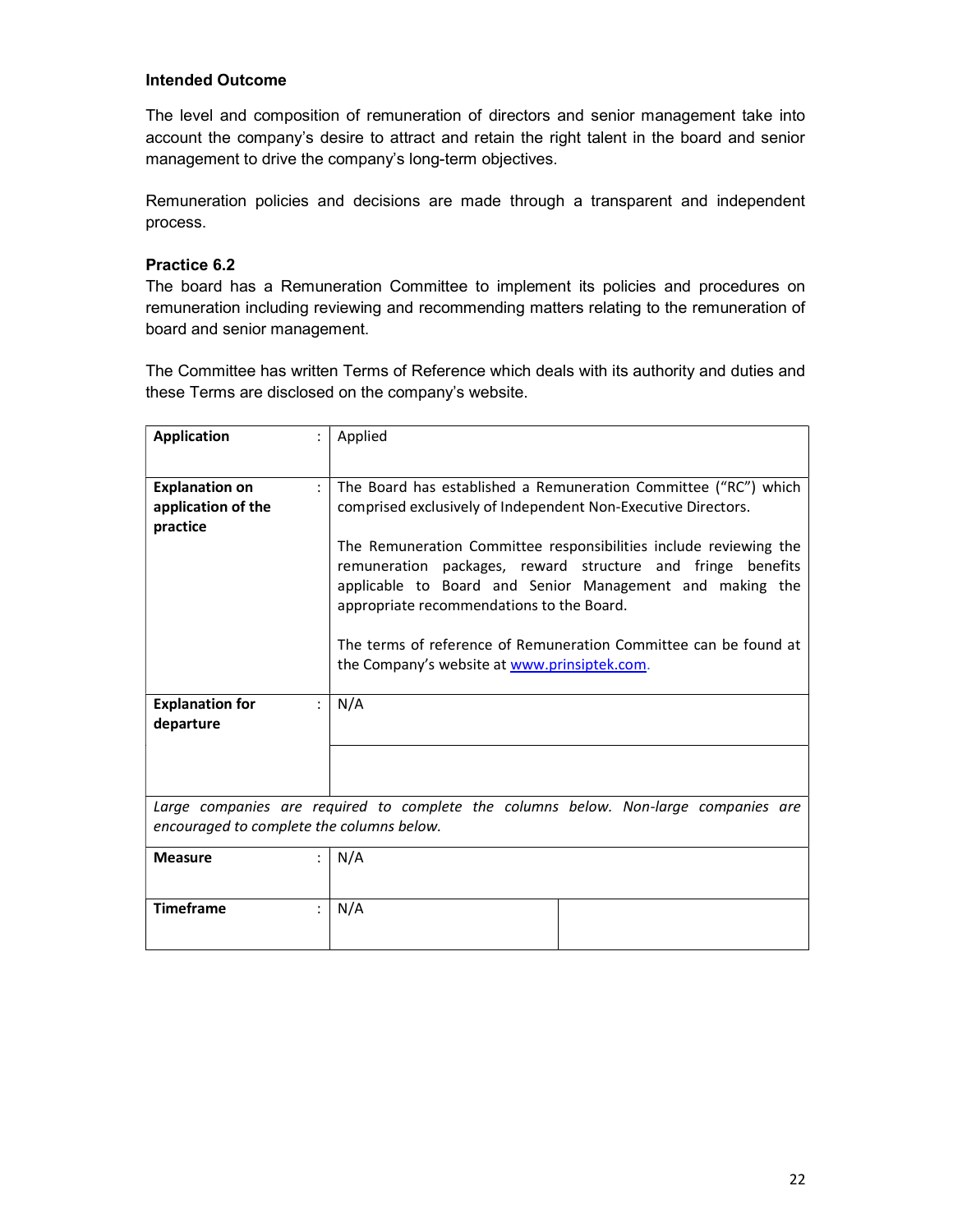**Intended Outcome**

The level and composition of remuneration of directors and senior management take into account the company's desire to attract and retain the right talent in the board and senior management to drive the company's long-term objectives.

Remuneration policies and decisions are made through a transparent and independent process.

**Practice 6.2**

The board has a Remuneration Committee to implement its policies and procedures on remuneration including reviewing and recommending matters relating to the remuneration of board and senior management.

The Committee has written Terms of Reference which deals with its authority and duties and these Terms are disclosed on the company's website.

| | | | |
|---|---|---|---|
| **Application** | : | Applied | |
| **Explanation on application of the practice** | : | The Board has established a Remuneration Committee ("RC") which comprised exclusively of Independent Non-Executive Directors.<br><br>The Remuneration Committee responsibilities include reviewing the remuneration packages, reward structure and fringe benefits applicable to Board and Senior Management and making the appropriate recommendations to the Board.<br><br>The terms of reference of Remuneration Committee can be found at the Company's website at www.prinsiptek.com. | |
| **Explanation for departure** | : | N/A | |
| *Large companies are required to complete the columns below. Non-large companies are encouraged to complete the columns below.* | | | |
| **Measure** | : | N/A | |
| **Timeframe** | : | N/A | |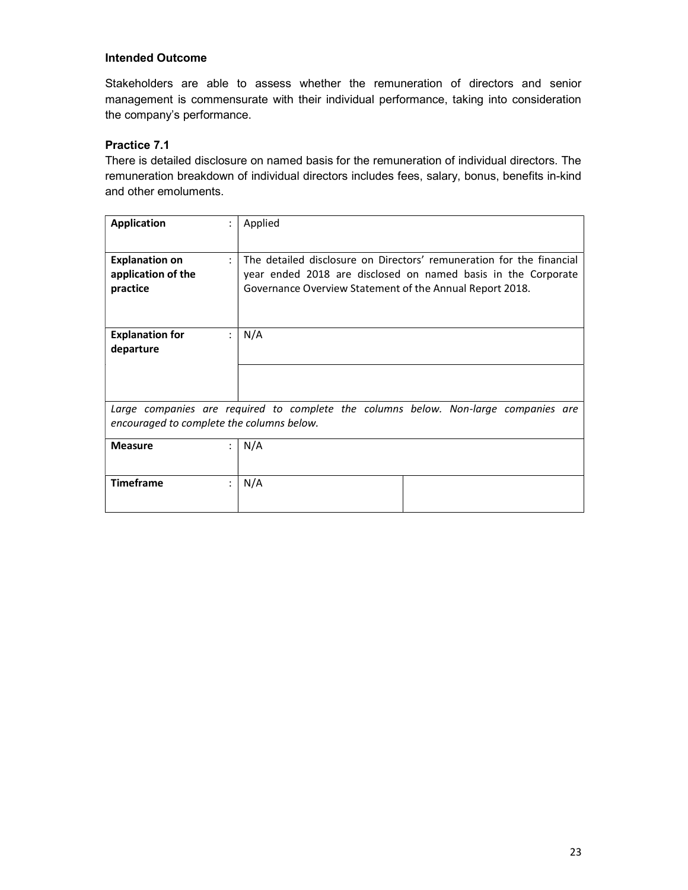### Intended Outcome

Stakeholders are able to assess whether the remuneration of directors and senior management is commensurate with their individual performance, taking into consideration the company's performance.

### Practice 7.1

There is detailed disclosure on named basis for the remuneration of individual directors. The remuneration breakdown of individual directors includes fees, salary, bonus, benefits in-kind and other emoluments.

| | | |
|---|---|---|
| **Application** : | Applied | |
| **Explanation on application of the practice** : | The detailed disclosure on Directors' remuneration for the financial year ended 2018 are disclosed on named basis in the Corporate Governance Overview Statement of the Annual Report 2018. | |
| **Explanation for departure** : | N/A | |
| | | |
| *Large companies are required to complete the columns below. Non-large companies are encouraged to complete the columns below.* | | |
| **Measure** : | N/A | |
| **Timeframe** : | N/A | |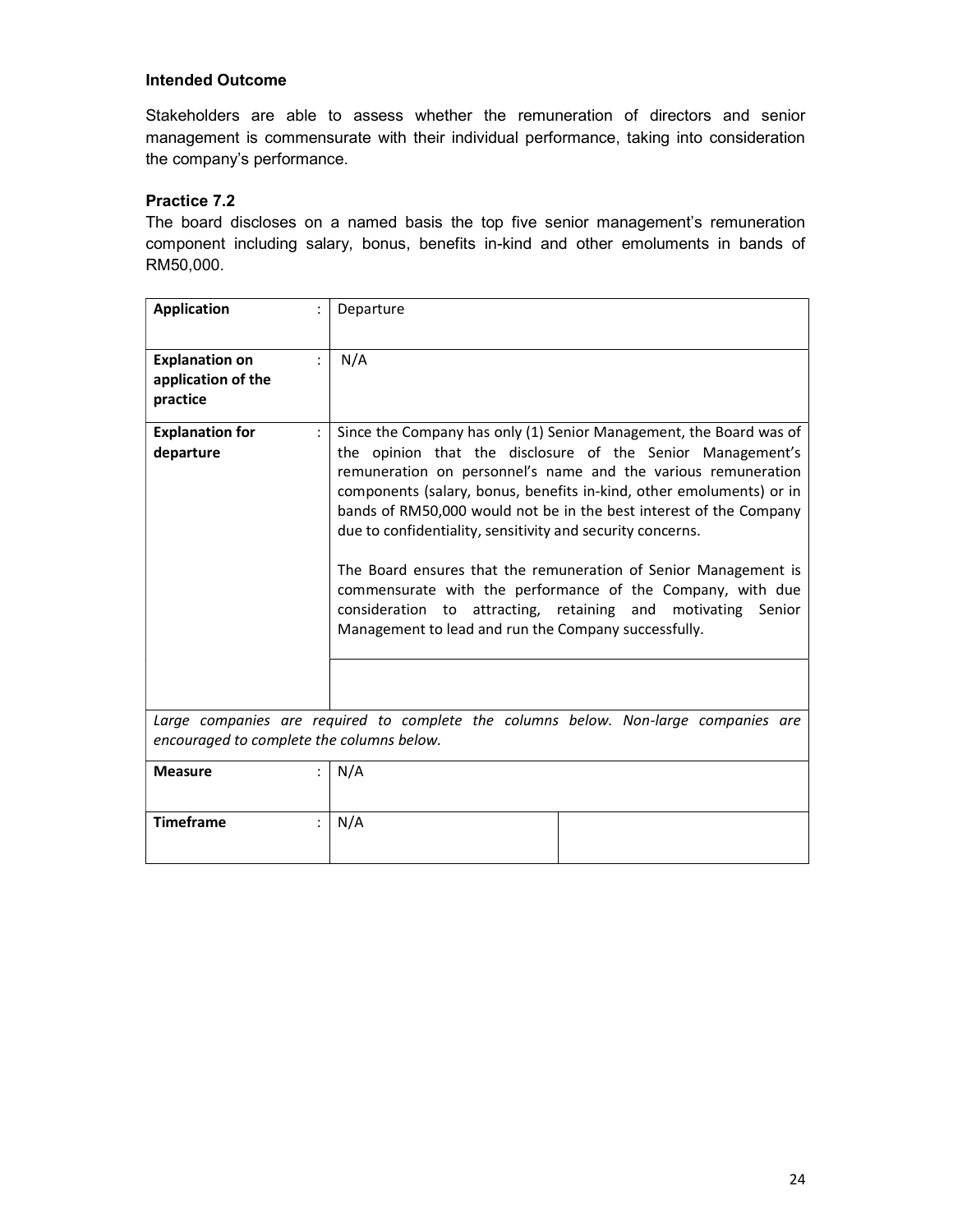### Intended Outcome

Stakeholders are able to assess whether the remuneration of directors and senior management is commensurate with their individual performance, taking into consideration the company's performance.

### Practice 7.2

The board discloses on a named basis the top five senior management's remuneration component including salary, bonus, benefits in-kind and other emoluments in bands of RM50,000.

| | | | |
|---|---|---|---|
| **Application** | : | Departure | |
| **Explanation on application of the practice** | : | N/A | |
| **Explanation for departure** | : | Since the Company has only (1) Senior Management, the Board was of the opinion that the disclosure of the Senior Management's remuneration on personnel's name and the various remuneration components (salary, bonus, benefits in-kind, other emoluments) or in bands of RM50,000 would not be in the best interest of the Company due to confidentiality, sensitivity and security concerns.<br><br>The Board ensures that the remuneration of Senior Management is commensurate with the performance of the Company, with due consideration to attracting, retaining and motivating Senior Management to lead and run the Company successfully. | |
| | | | |
| *Large companies are required to complete the columns below. Non-large companies are encouraged to complete the columns below.* | | | |
| **Measure** | : | N/A | |
| **Timeframe** | : | N/A | |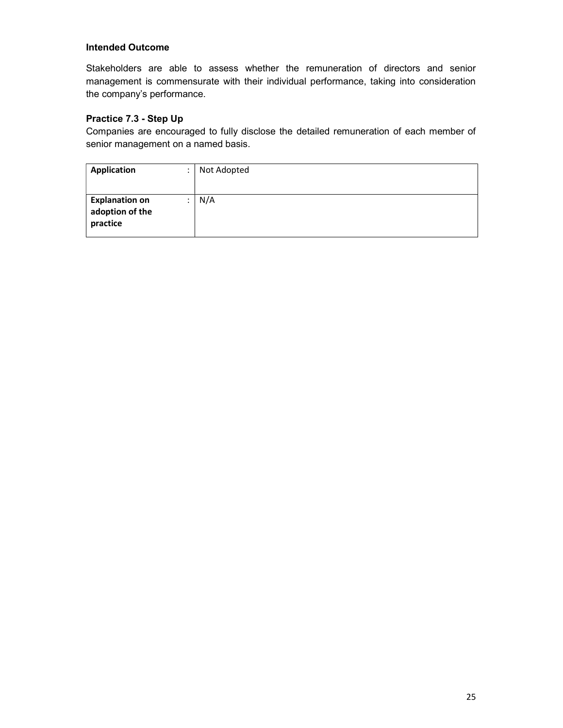### Intended Outcome

Stakeholders are able to assess whether the remuneration of directors and senior management is commensurate with their individual performance, taking into consideration the company's performance.

### Practice 7.3 - Step Up

Companies are encouraged to fully disclose the detailed remuneration of each member of senior management on a named basis.

| | | |
|---|---|---|
| **Application** | : | Not Adopted |
| **Explanation on adoption of the practice** | : | N/A |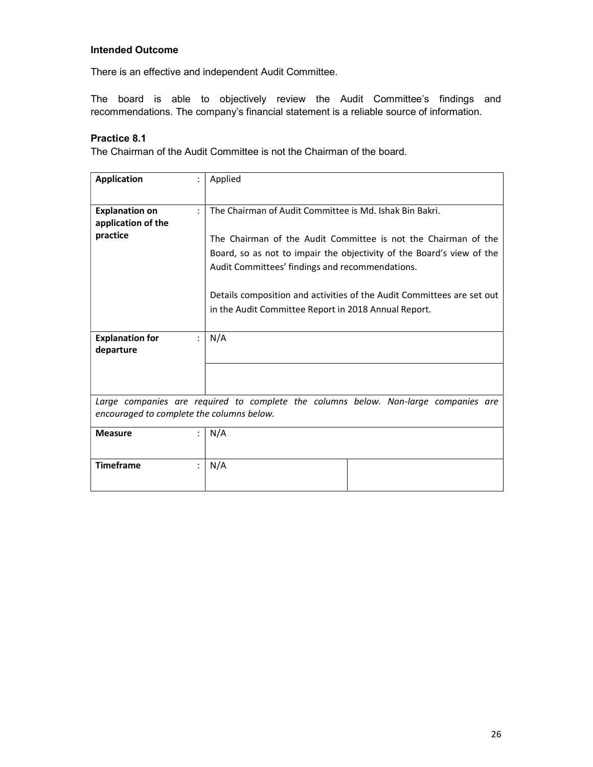### Intended Outcome

There is an effective and independent Audit Committee.

The board is able to objectively review the Audit Committee's findings and recommendations. The company's financial statement is a reliable source of information.

### Practice 8.1

The Chairman of the Audit Committee is not the Chairman of the board.

| | | |
|---|---|---|
| **Application** : | Applied | |
| **Explanation on application of the practice** : | The Chairman of Audit Committee is Md. Ishak Bin Bakri.<br><br>The Chairman of the Audit Committee is not the Chairman of the Board, so as not to impair the objectivity of the Board's view of the Audit Committees' findings and recommendations.<br><br>Details composition and activities of the Audit Committees are set out in the Audit Committee Report in 2018 Annual Report. | |
| **Explanation for departure** : | N/A | |
| | | |
| *Large companies are required to complete the columns below. Non-large companies are encouraged to complete the columns below.* | | |
| **Measure** : | N/A | |
| **Timeframe** : | N/A | |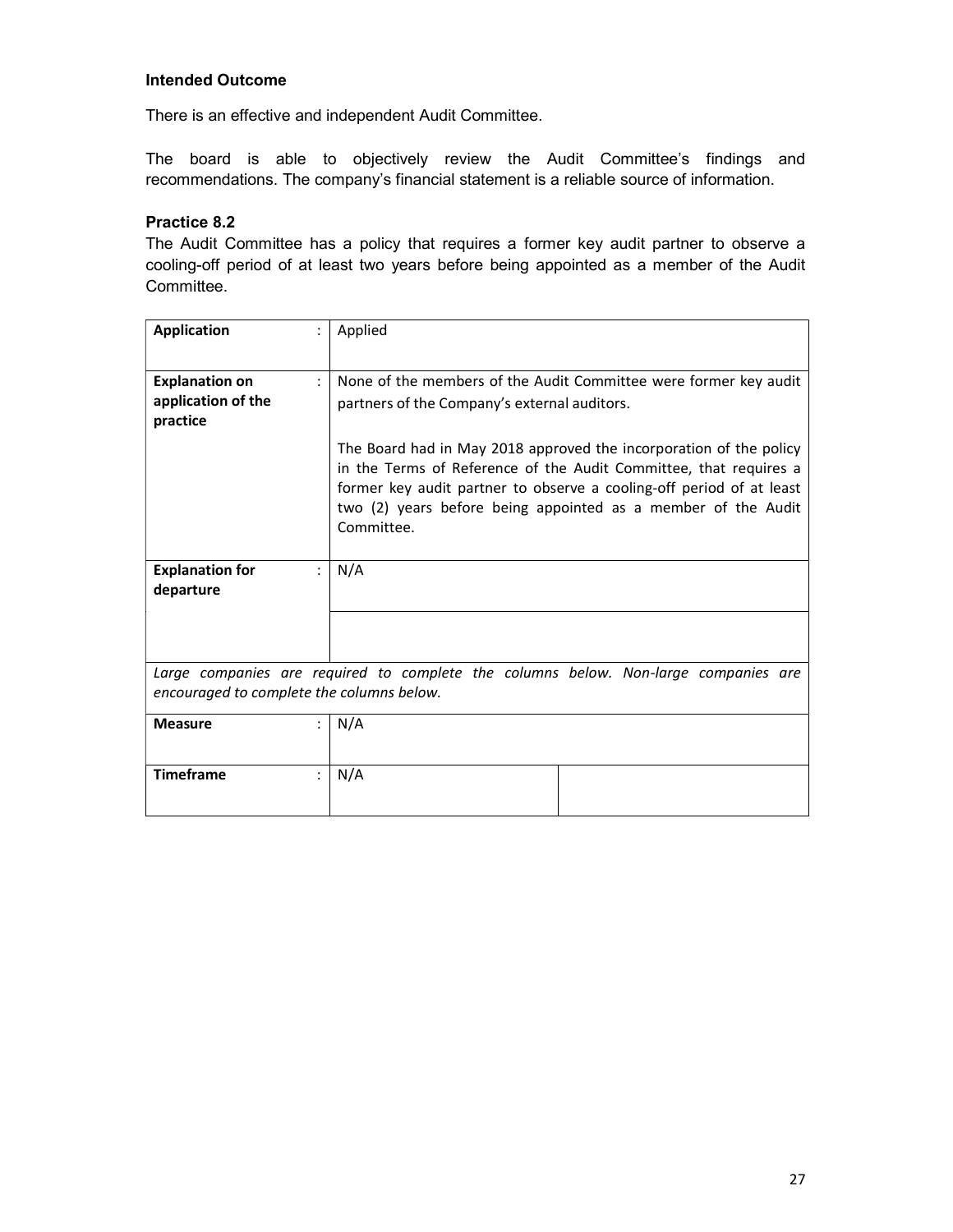**Intended Outcome**

There is an effective and independent Audit Committee.

The board is able to objectively review the Audit Committee's findings and recommendations. The company's financial statement is a reliable source of information.

**Practice 8.2**

The Audit Committee has a policy that requires a former key audit partner to observe a cooling-off period of at least two years before being appointed as a member of the Audit Committee.

| | | |
|---|---|---|
| **Application** : | Applied | |
| **Explanation on application of the practice** : | None of the members of the Audit Committee were former key audit partners of the Company's external auditors.<br><br>The Board had in May 2018 approved the incorporation of the policy in the Terms of Reference of the Audit Committee, that requires a former key audit partner to observe a cooling-off period of at least two (2) years before being appointed as a member of the Audit Committee. | |
| **Explanation for departure** : | N/A | |
| | | |
| *Large companies are required to complete the columns below. Non-large companies are encouraged to complete the columns below.* | | |
| **Measure** : | N/A | |
| **Timeframe** : | N/A | |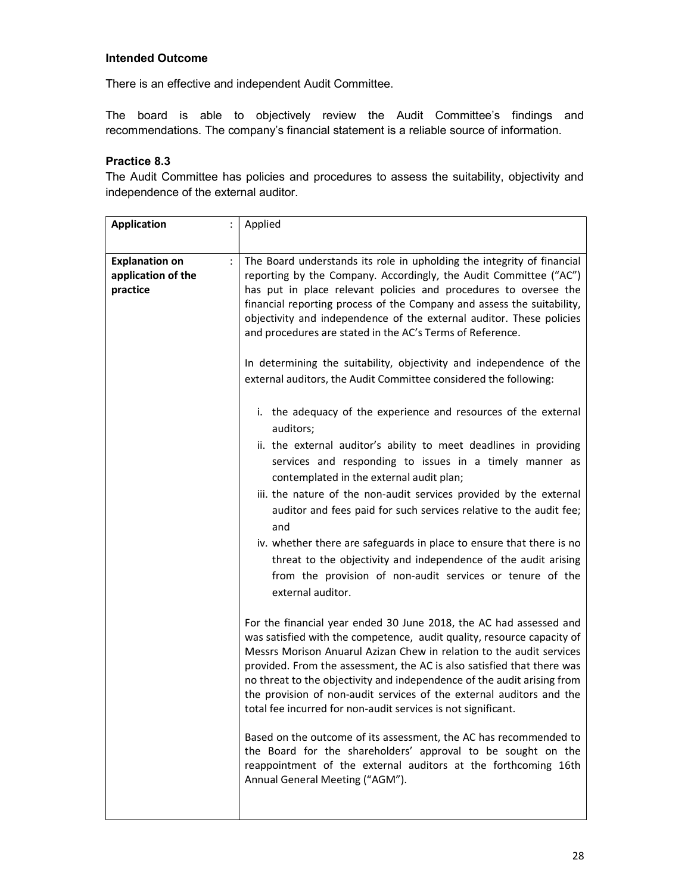### Intended Outcome

There is an effective and independent Audit Committee.

The board is able to objectively review the Audit Committee's findings and recommendations. The company's financial statement is a reliable source of information.

### Practice 8.3

The Audit Committee has policies and procedures to assess the suitability, objectivity and independence of the external auditor.

| | |
|---|---|
| **Application** : | Applied |
| **Explanation on application of the practice** : | The Board understands its role in upholding the integrity of financial reporting by the Company. Accordingly, the Audit Committee ("AC") has put in place relevant policies and procedures to oversee the financial reporting process of the Company and assess the suitability, objectivity and independence of the external auditor. These policies and procedures are stated in the AC's Terms of Reference.<br><br>In determining the suitability, objectivity and independence of the external auditors, the Audit Committee considered the following:<br><br>i. the adequacy of the experience and resources of the external auditors;<br>ii. the external auditor's ability to meet deadlines in providing services and responding to issues in a timely manner as contemplated in the external audit plan;<br>iii. the nature of the non-audit services provided by the external auditor and fees paid for such services relative to the audit fee; and<br>iv. whether there are safeguards in place to ensure that there is no threat to the objectivity and independence of the audit arising from the provision of non-audit services or tenure of the external auditor.<br><br>For the financial year ended 30 June 2018, the AC had assessed and was satisfied with the competence, audit quality, resource capacity of Messrs Morison Anuarul Azizan Chew in relation to the audit services provided. From the assessment, the AC is also satisfied that there was no threat to the objectivity and independence of the audit arising from the provision of non-audit services of the external auditors and the total fee incurred for non-audit services is not significant.<br><br>Based on the outcome of its assessment, the AC has recommended to the Board for the shareholders' approval to be sought on the reappointment of the external auditors at the forthcoming 16th Annual General Meeting ("AGM"). |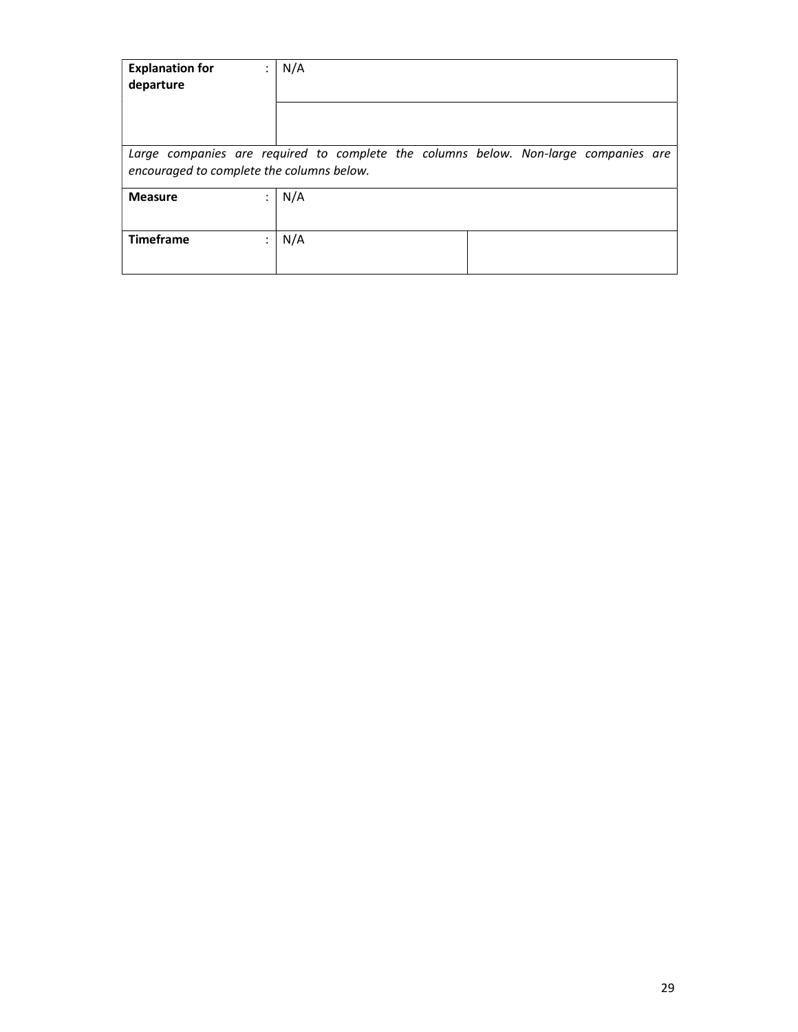| **Explanation for departure** | : | N/A | |
|---|---|---|---|
| | | | |
| *Large companies are required to complete the columns below. Non-large companies are encouraged to complete the columns below.* | | | |
| **Measure** | : | N/A | |
| **Timeframe** | : | N/A | |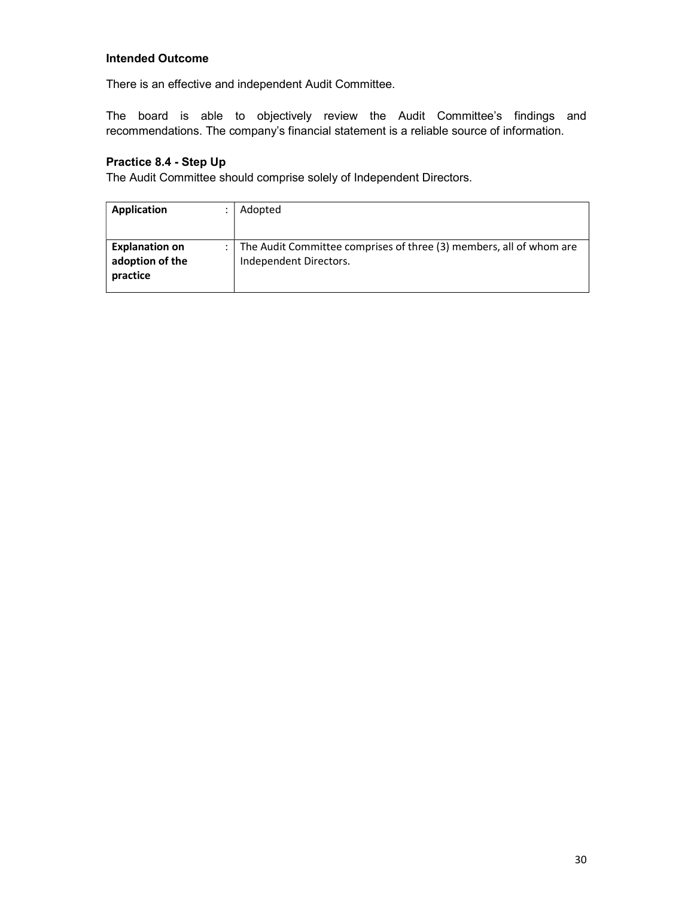**Intended Outcome**

There is an effective and independent Audit Committee.

The board is able to objectively review the Audit Committee's findings and recommendations. The company's financial statement is a reliable source of information.

**Practice 8.4 - Step Up**

The Audit Committee should comprise solely of Independent Directors.

| | | |
|---|---|---|
| **Application** | : | Adopted |
| **Explanation on adoption of the practice** | : | The Audit Committee comprises of three (3) members, all of whom are Independent Directors. |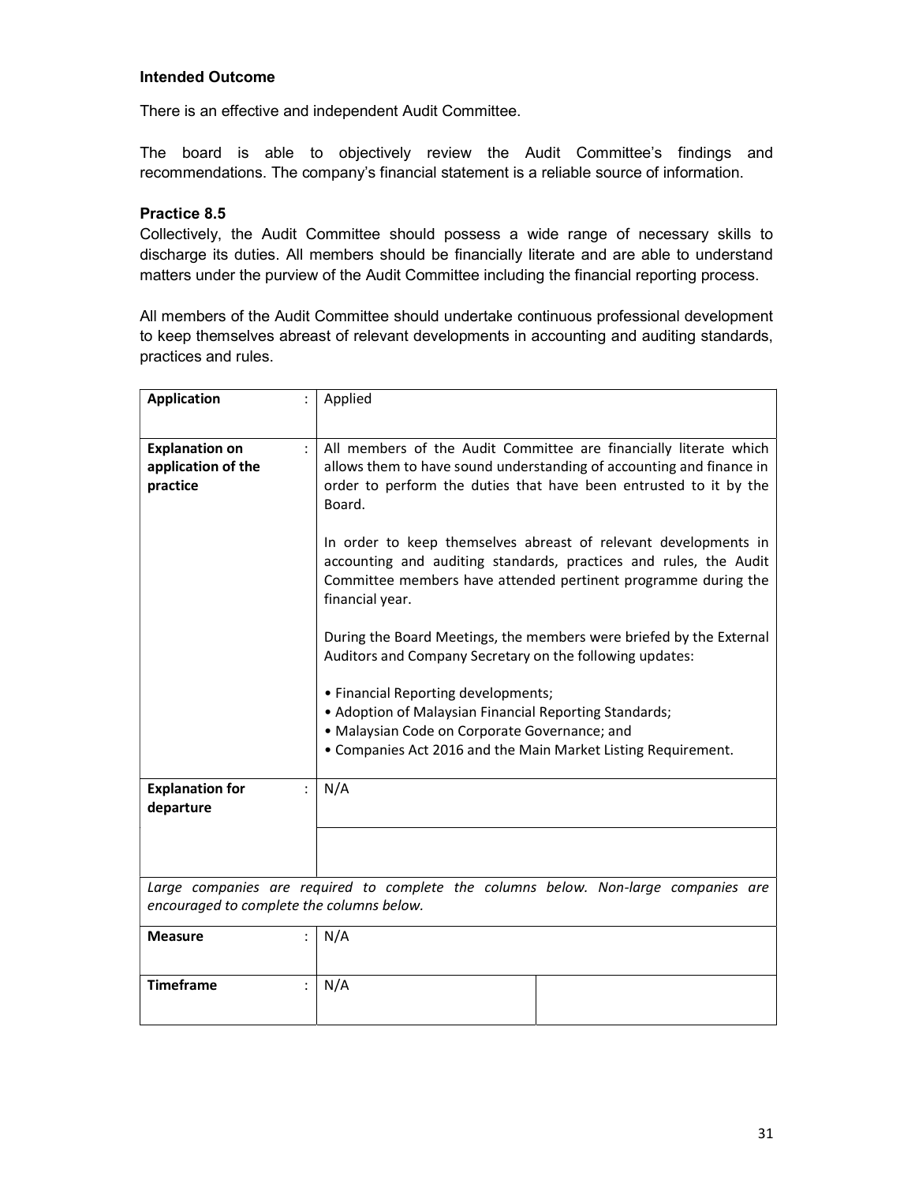### Intended Outcome

There is an effective and independent Audit Committee.

The board is able to objectively review the Audit Committee's findings and recommendations. The company's financial statement is a reliable source of information.

### Practice 8.5

Collectively, the Audit Committee should possess a wide range of necessary skills to discharge its duties. All members should be financially literate and are able to understand matters under the purview of the Audit Committee including the financial reporting process.

All members of the Audit Committee should undertake continuous professional development to keep themselves abreast of relevant developments in accounting and auditing standards, practices and rules.

| | | |
|---|---|---|
| **Application** : | Applied | |
| **Explanation on application of the practice** : | All members of the Audit Committee are financially literate which allows them to have sound understanding of accounting and finance in order to perform the duties that have been entrusted to it by the Board.<br><br>In order to keep themselves abreast of relevant developments in accounting and auditing standards, practices and rules, the Audit Committee members have attended pertinent programme during the financial year.<br><br>During the Board Meetings, the members were briefed by the External Auditors and Company Secretary on the following updates:<br><br>• Financial Reporting developments;<br>• Adoption of Malaysian Financial Reporting Standards;<br>• Malaysian Code on Corporate Governance; and<br>• Companies Act 2016 and the Main Market Listing Requirement. | |
| **Explanation for departure** : | N/A | |
| | | |
| *Large companies are required to complete the columns below. Non-large companies are encouraged to complete the columns below.* | | |
| **Measure** : | N/A | |
| **Timeframe** : | N/A | |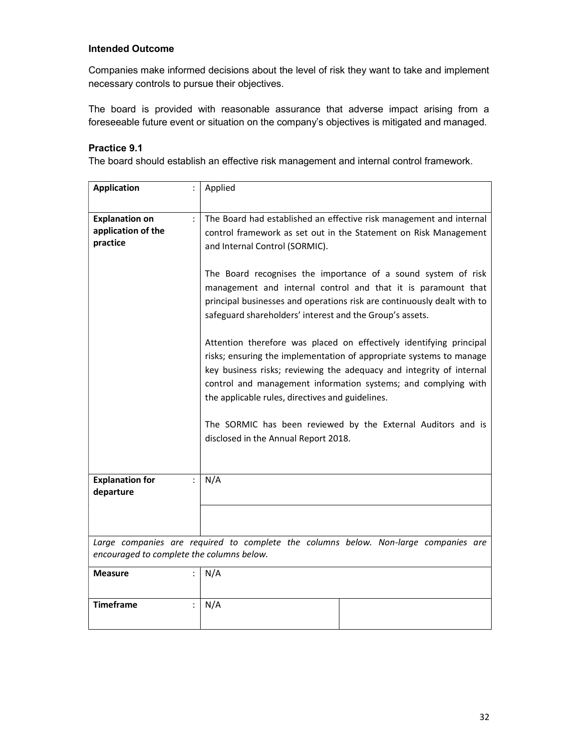### Intended Outcome

Companies make informed decisions about the level of risk they want to take and implement necessary controls to pursue their objectives.

The board is provided with reasonable assurance that adverse impact arising from a foreseeable future event or situation on the company's objectives is mitigated and managed.

### Practice 9.1

The board should establish an effective risk management and internal control framework.

| | | |
|---|---|---|
| **Application** : | Applied | |
| **Explanation on application of the practice** : | The Board had established an effective risk management and internal control framework as set out in the Statement on Risk Management and Internal Control (SORMIC).<br><br>The Board recognises the importance of a sound system of risk management and internal control and that it is paramount that principal businesses and operations risk are continuously dealt with to safeguard shareholders' interest and the Group's assets.<br><br>Attention therefore was placed on effectively identifying principal risks; ensuring the implementation of appropriate systems to manage key business risks; reviewing the adequacy and integrity of internal control and management information systems; and complying with the applicable rules, directives and guidelines.<br><br>The SORMIC has been reviewed by the External Auditors and is disclosed in the Annual Report 2018. | |
| **Explanation for departure** : | N/A | |
| | | |
| *Large companies are required to complete the columns below. Non-large companies are encouraged to complete the columns below.* | | |
| **Measure** : | N/A | |
| **Timeframe** : | N/A | |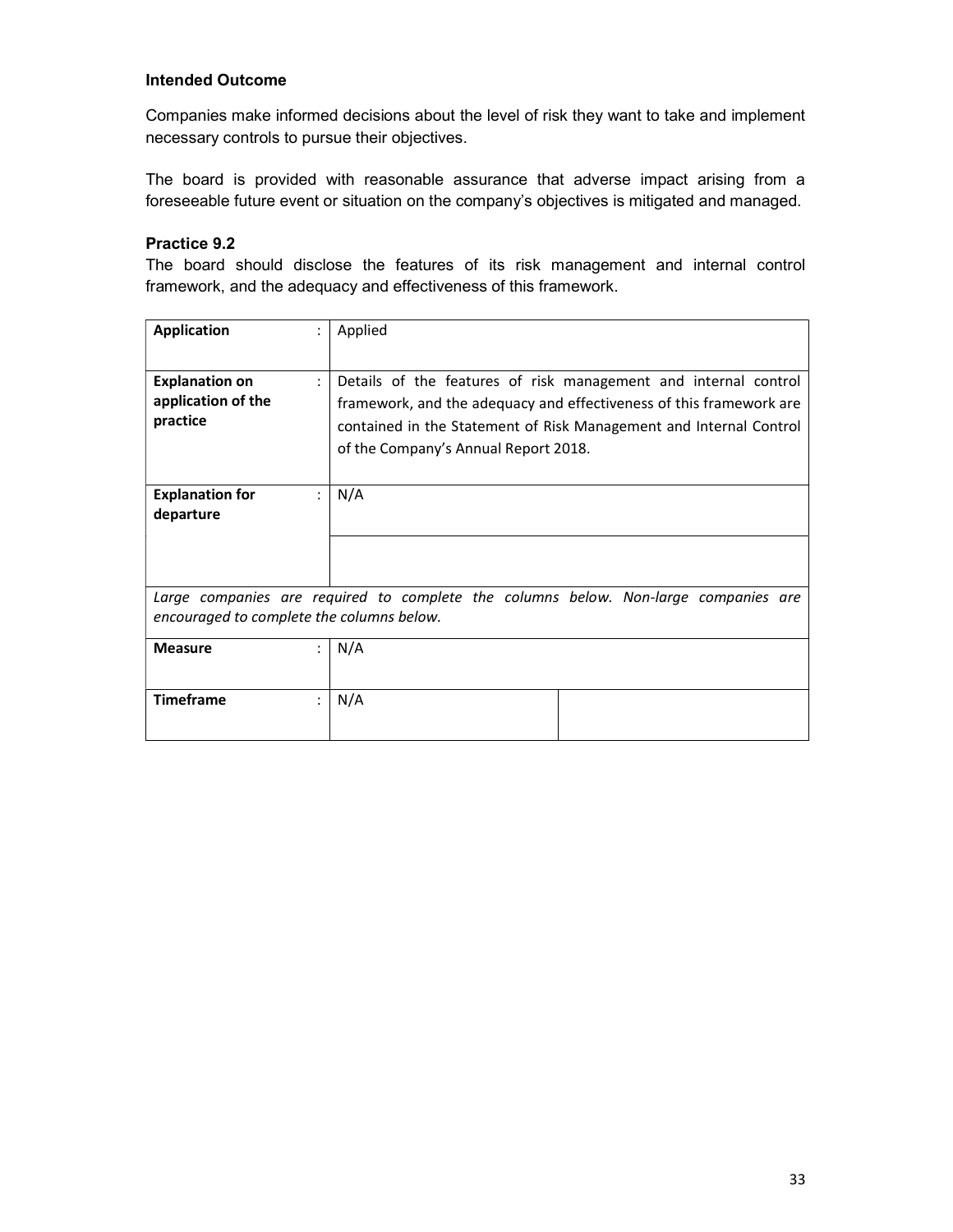### Intended Outcome

Companies make informed decisions about the level of risk they want to take and implement necessary controls to pursue their objectives.

The board is provided with reasonable assurance that adverse impact arising from a foreseeable future event or situation on the company's objectives is mitigated and managed.

### Practice 9.2

The board should disclose the features of its risk management and internal control framework, and the adequacy and effectiveness of this framework.

| | | |
|---|---|---|
| **Application** : | Applied | |
| **Explanation on application of the practice** : | Details of the features of risk management and internal control framework, and the adequacy and effectiveness of this framework are contained in the Statement of Risk Management and Internal Control of the Company's Annual Report 2018. | |
| **Explanation for departure** : | N/A | |
| | | |
| *Large companies are required to complete the columns below. Non-large companies are encouraged to complete the columns below.* | | |
| **Measure** : | N/A | |
| **Timeframe** : | N/A | |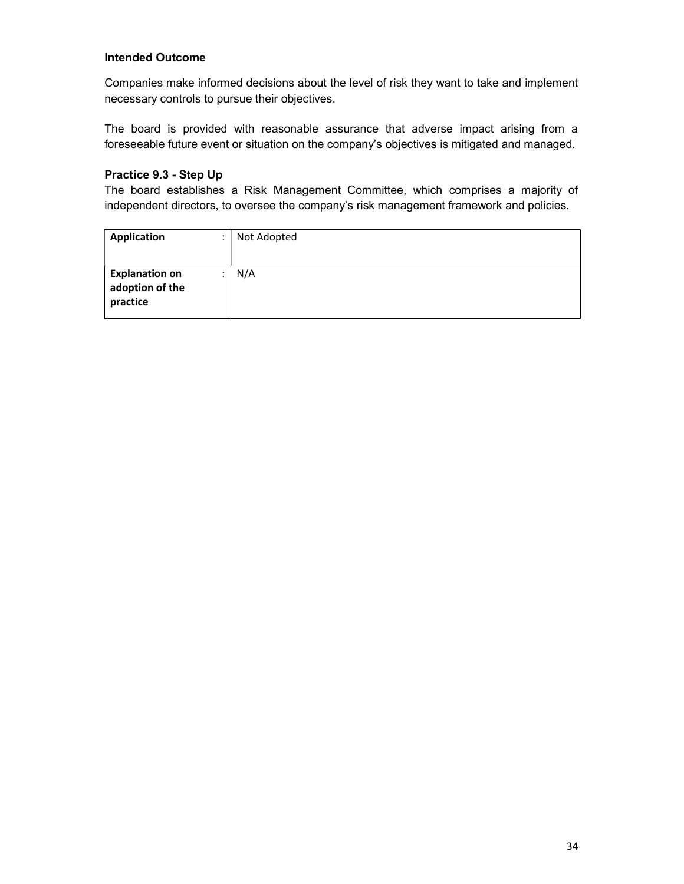**Intended Outcome**

Companies make informed decisions about the level of risk they want to take and implement necessary controls to pursue their objectives.

The board is provided with reasonable assurance that adverse impact arising from a foreseeable future event or situation on the company's objectives is mitigated and managed.

**Practice 9.3 - Step Up**

The board establishes a Risk Management Committee, which comprises a majority of independent directors, to oversee the company's risk management framework and policies.

| | | |
|---|---|---|
| **Application** | : | Not Adopted |
| **Explanation on adoption of the practice** | : | N/A |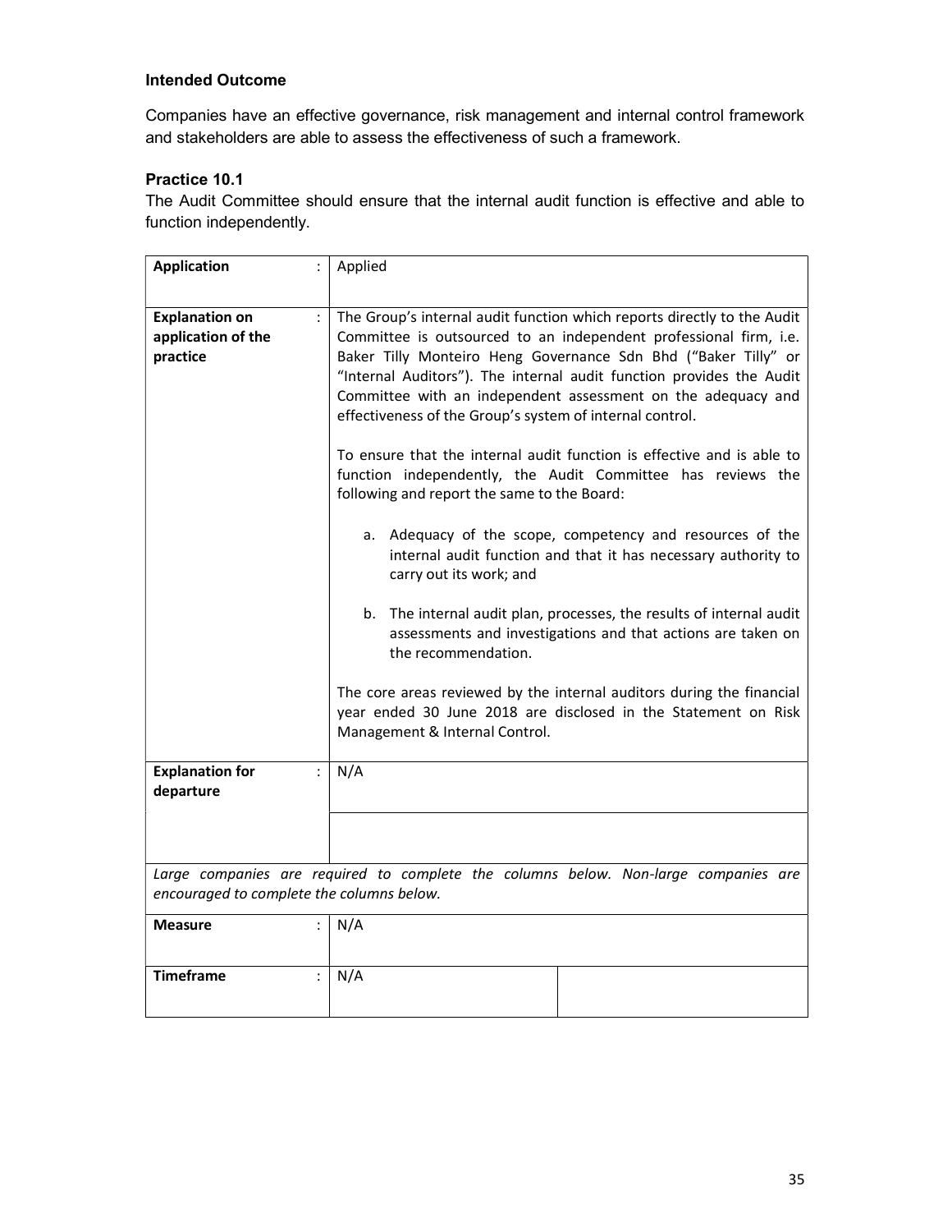**Intended Outcome**

Companies have an effective governance, risk management and internal control framework and stakeholders are able to assess the effectiveness of such a framework.

**Practice 10.1**

The Audit Committee should ensure that the internal audit function is effective and able to function independently.

| | |
|---|---|
| **Application** : | Applied |
| **Explanation on application of the practice** : | The Group's internal audit function which reports directly to the Audit Committee is outsourced to an independent professional firm, i.e. Baker Tilly Monteiro Heng Governance Sdn Bhd ("Baker Tilly" or "Internal Auditors"). The internal audit function provides the Audit Committee with an independent assessment on the adequacy and effectiveness of the Group's system of internal control.<br><br>To ensure that the internal audit function is effective and is able to function independently, the Audit Committee has reviews the following and report the same to the Board:<br><br>a. Adequacy of the scope, competency and resources of the internal audit function and that it has necessary authority to carry out its work; and<br><br>b. The internal audit plan, processes, the results of internal audit assessments and investigations and that actions are taken on the recommendation.<br><br>The core areas reviewed by the internal auditors during the financial year ended 30 June 2018 are disclosed in the Statement on Risk Management & Internal Control. |
| **Explanation for departure** : | N/A |
| | |

*Large companies are required to complete the columns below. Non-large companies are encouraged to complete the columns below.*

| | | |
|---|---|---|
| **Measure** : | N/A | |
| **Timeframe** : | N/A | |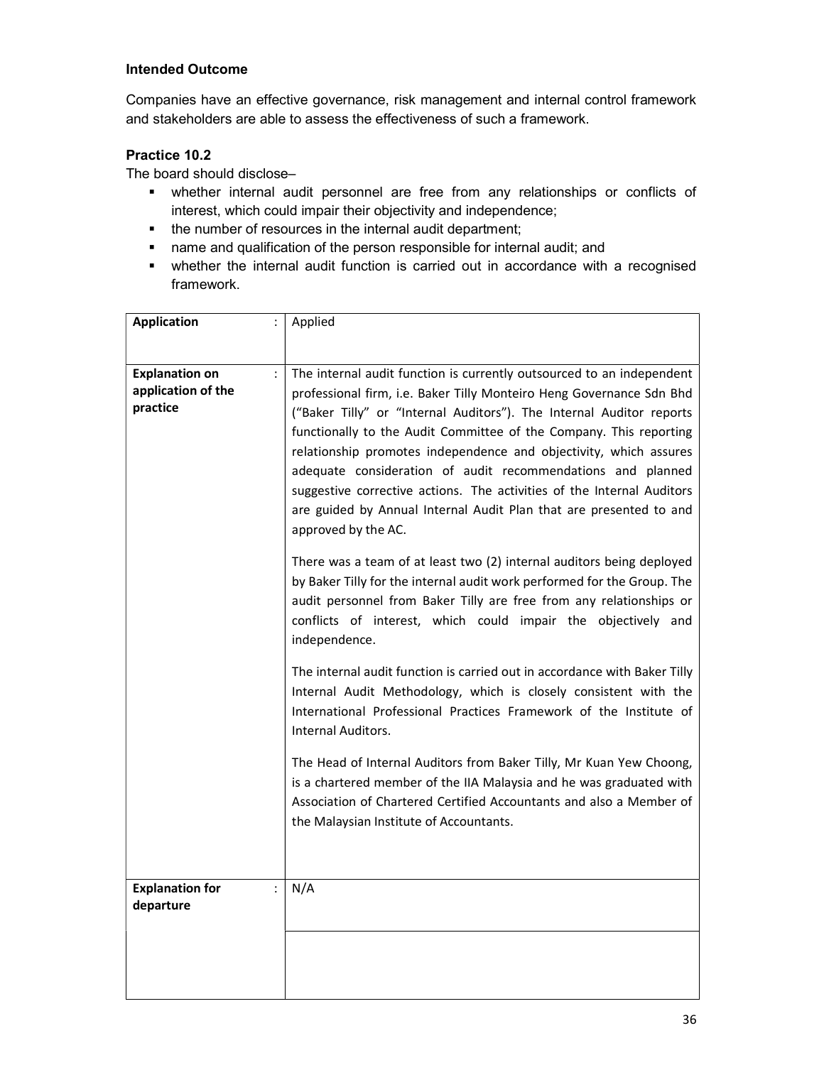**Intended Outcome**

Companies have an effective governance, risk management and internal control framework and stakeholders are able to assess the effectiveness of such a framework.

**Practice 10.2**

The board should disclose–

- whether internal audit personnel are free from any relationships or conflicts of interest, which could impair their objectivity and independence;
- the number of resources in the internal audit department;
- name and qualification of the person responsible for internal audit; and
- whether the internal audit function is carried out in accordance with a recognised framework.

| | |
|---|---|
| **Application** : | Applied |
| **Explanation on application of the practice** : | The internal audit function is currently outsourced to an independent professional firm, i.e. Baker Tilly Monteiro Heng Governance Sdn Bhd ("Baker Tilly" or "Internal Auditors"). The Internal Auditor reports functionally to the Audit Committee of the Company. This reporting relationship promotes independence and objectivity, which assures adequate consideration of audit recommendations and planned suggestive corrective actions. The activities of the Internal Auditors are guided by Annual Internal Audit Plan that are presented to and approved by the AC.<br><br>There was a team of at least two (2) internal auditors being deployed by Baker Tilly for the internal audit work performed for the Group. The audit personnel from Baker Tilly are free from any relationships or conflicts of interest, which could impair the objectively and independence.<br><br>The internal audit function is carried out in accordance with Baker Tilly Internal Audit Methodology, which is closely consistent with the International Professional Practices Framework of the Institute of Internal Auditors.<br><br>The Head of Internal Auditors from Baker Tilly, Mr Kuan Yew Choong, is a chartered member of the IIA Malaysia and he was graduated with Association of Chartered Certified Accountants and also a Member of the Malaysian Institute of Accountants. |
| **Explanation for departure** : | N/A |
| | |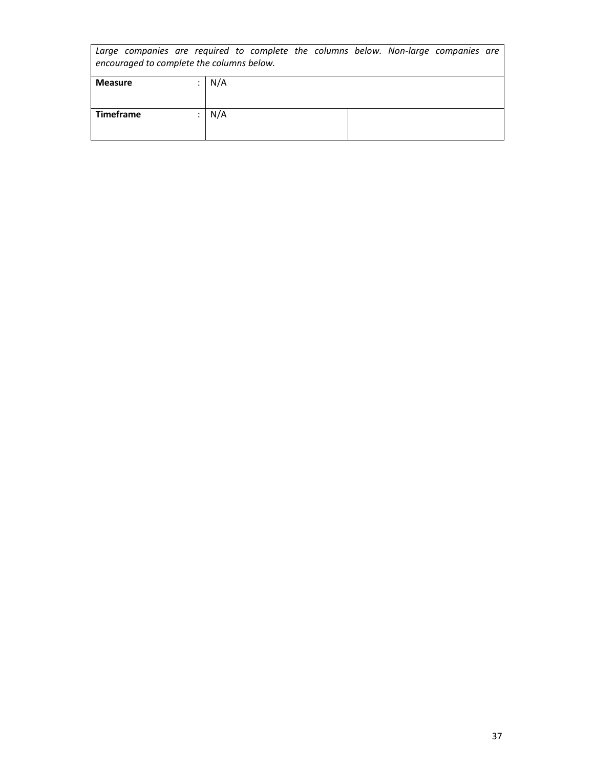| *Large companies are required to complete the columns below. Non-large companies are encouraged to complete the columns below.* | | | |
|---|---|---|---|
| **Measure** | : | N/A | |
| **Timeframe** | : | N/A | |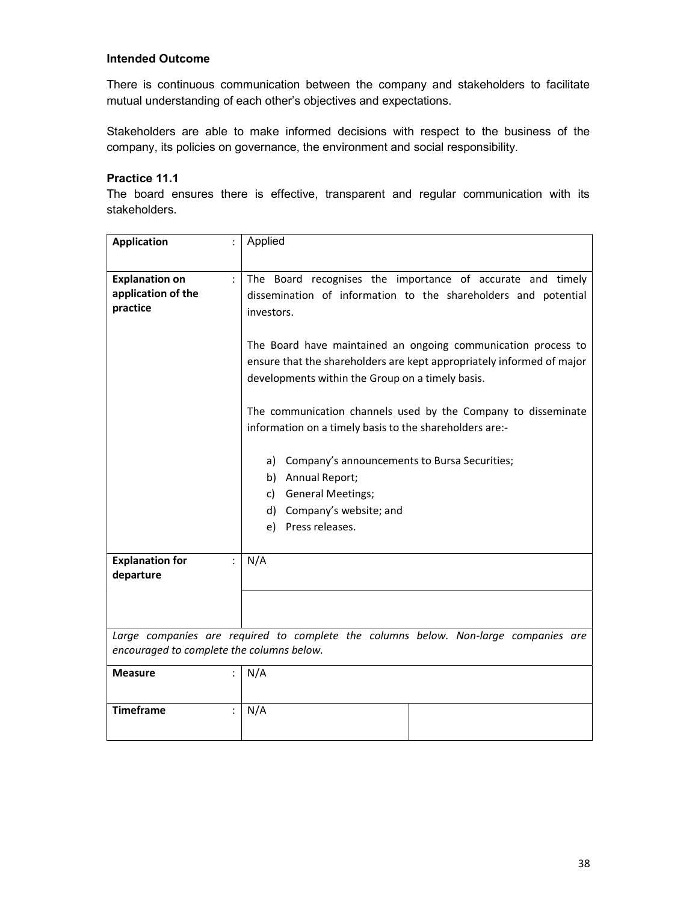**Intended Outcome**

There is continuous communication between the company and stakeholders to facilitate mutual understanding of each other's objectives and expectations.

Stakeholders are able to make informed decisions with respect to the business of the company, its policies on governance, the environment and social responsibility.

**Practice 11.1**

The board ensures there is effective, transparent and regular communication with its stakeholders.

| | | |
|---|---|---|
| **Application** : | Applied | |
| **Explanation on application of the practice** : | The Board recognises the importance of accurate and timely dissemination of information to the shareholders and potential investors.<br><br>The Board have maintained an ongoing communication process to ensure that the shareholders are kept appropriately informed of major developments within the Group on a timely basis.<br><br>The communication channels used by the Company to disseminate information on a timely basis to the shareholders are:-<br><br>a) Company's announcements to Bursa Securities;<br>b) Annual Report;<br>c) General Meetings;<br>d) Company's website; and<br>e) Press releases. | |
| **Explanation for departure** : | N/A | |
| | | |
| *Large companies are required to complete the columns below. Non-large companies are encouraged to complete the columns below.* | | |
| **Measure** : | N/A | |
| **Timeframe** : | N/A | |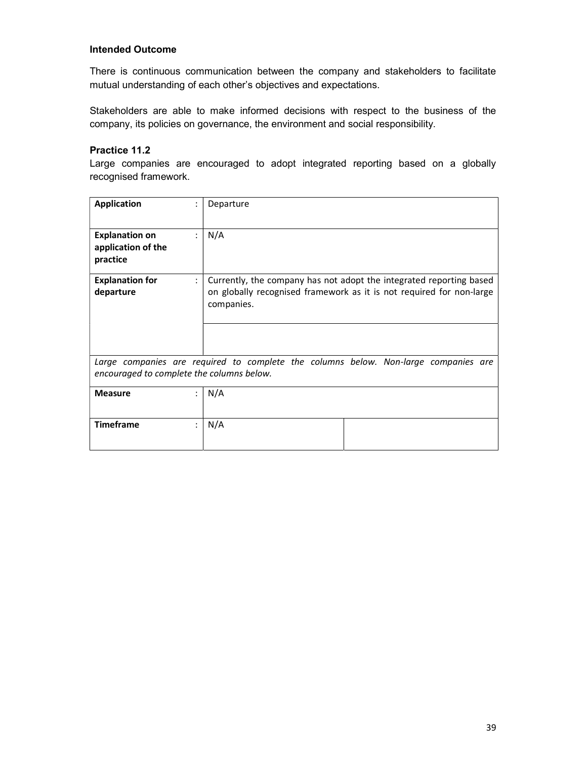**Intended Outcome**

There is continuous communication between the company and stakeholders to facilitate mutual understanding of each other's objectives and expectations.

Stakeholders are able to make informed decisions with respect to the business of the company, its policies on governance, the environment and social responsibility.

**Practice 11.2**

Large companies are encouraged to adopt integrated reporting based on a globally recognised framework.

| | | |
|---|---|---|
| **Application** : | Departure | |
| **Explanation on application of the practice** : | N/A | |
| **Explanation for departure** : | Currently, the company has not adopt the integrated reporting based on globally recognised framework as it is not required for non-large companies. | |
| | | |
| *Large companies are required to complete the columns below. Non-large companies are encouraged to complete the columns below.* | | |
| **Measure** : | N/A | |
| **Timeframe** : | N/A | |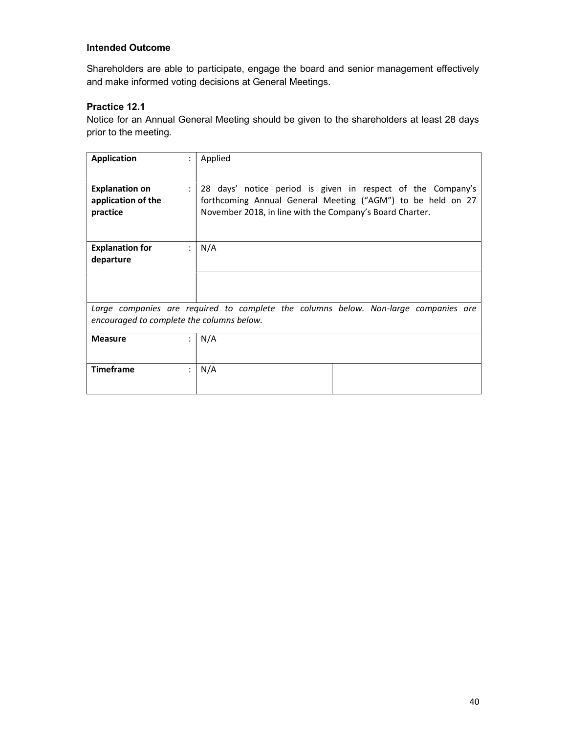### Intended Outcome

Shareholders are able to participate, engage the board and senior management effectively and make informed voting decisions at General Meetings.

### Practice 12.1

Notice for an Annual General Meeting should be given to the shareholders at least 28 days prior to the meeting.

| | | |
|---|---|---|
| **Application** : | Applied | |
| **Explanation on application of the practice** : | 28 days' notice period is given in respect of the Company's forthcoming Annual General Meeting ("AGM") to be held on 27 November 2018, in line with the Company's Board Charter. | |
| **Explanation for departure** : | N/A | |
| | | |
| *Large companies are required to complete the columns below. Non-large companies are encouraged to complete the columns below.* | | |
| **Measure** : | N/A | |
| **Timeframe** : | N/A | |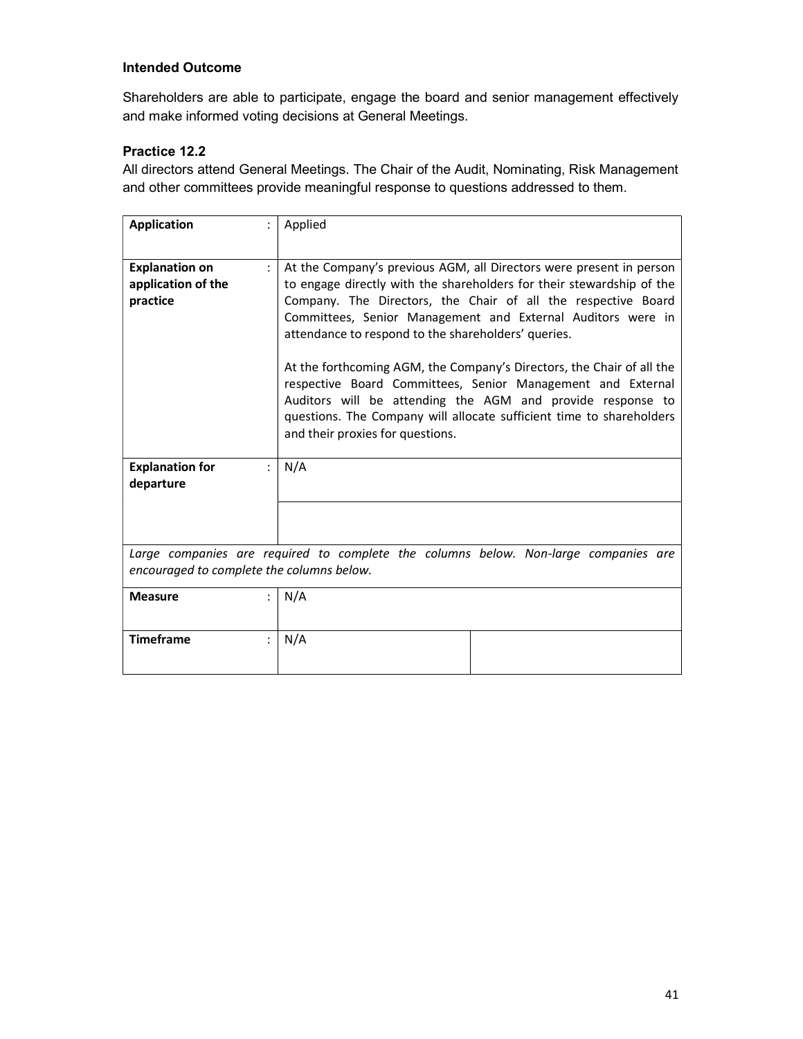### Intended Outcome

Shareholders are able to participate, engage the board and senior management effectively and make informed voting decisions at General Meetings.

### Practice 12.2

All directors attend General Meetings. The Chair of the Audit, Nominating, Risk Management and other committees provide meaningful response to questions addressed to them.

| | | | |
|---|---|---|---|
| **Application** | : | Applied | |
| **Explanation on application of the practice** | : | At the Company's previous AGM, all Directors were present in person to engage directly with the shareholders for their stewardship of the Company. The Directors, the Chair of all the respective Board Committees, Senior Management and External Auditors were in attendance to respond to the shareholders' queries.<br><br>At the forthcoming AGM, the Company's Directors, the Chair of all the respective Board Committees, Senior Management and External Auditors will be attending the AGM and provide response to questions. The Company will allocate sufficient time to shareholders and their proxies for questions. | |
| **Explanation for departure** | : | N/A | |
| | | | |
| *Large companies are required to complete the columns below. Non-large companies are encouraged to complete the columns below.* | | | |
| **Measure** | : | N/A | |
| **Timeframe** | : | N/A | |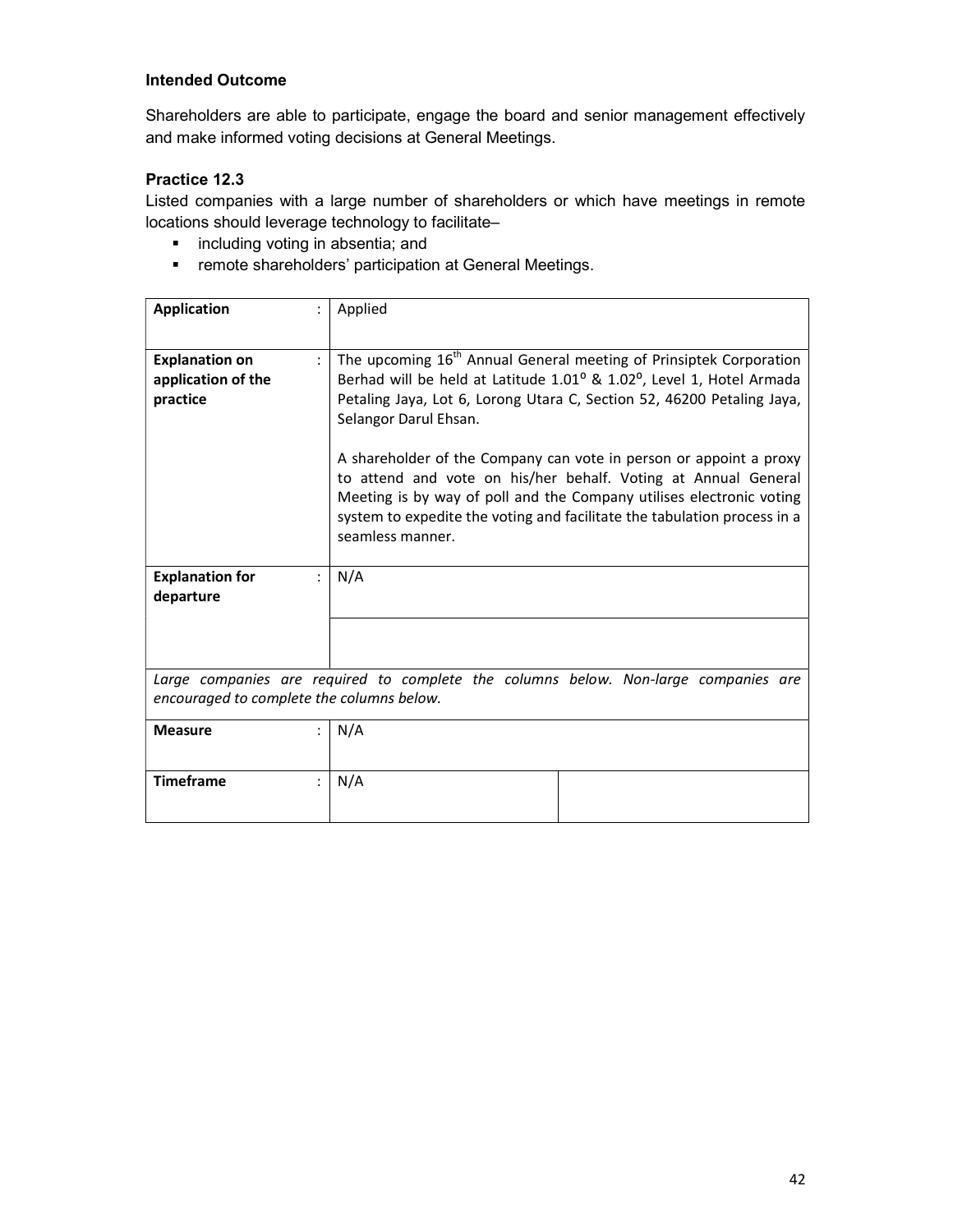### Intended Outcome

Shareholders are able to participate, engage the board and senior management effectively and make informed voting decisions at General Meetings.

### Practice 12.3

Listed companies with a large number of shareholders or which have meetings in remote locations should leverage technology to facilitate–

- including voting in absentia; and
- remote shareholders' participation at General Meetings.

| | | | |
|---|---|---|---|
| **Application** | : | Applied | |
| **Explanation on application of the practice** | : | The upcoming 16th Annual General meeting of Prinsiptek Corporation Berhad will be held at Latitude 1.01º & 1.02º, Level 1, Hotel Armada Petaling Jaya, Lot 6, Lorong Utara C, Section 52, 46200 Petaling Jaya, Selangor Darul Ehsan.<br><br>A shareholder of the Company can vote in person or appoint a proxy to attend and vote on his/her behalf. Voting at Annual General Meeting is by way of poll and the Company utilises electronic voting system to expedite the voting and facilitate the tabulation process in a seamless manner. | |
| **Explanation for departure** | : | N/A | |
| | | | |
| *Large companies are required to complete the columns below. Non-large companies are encouraged to complete the columns below.* | | | |
| **Measure** | : | N/A | |
| **Timeframe** | : | N/A | |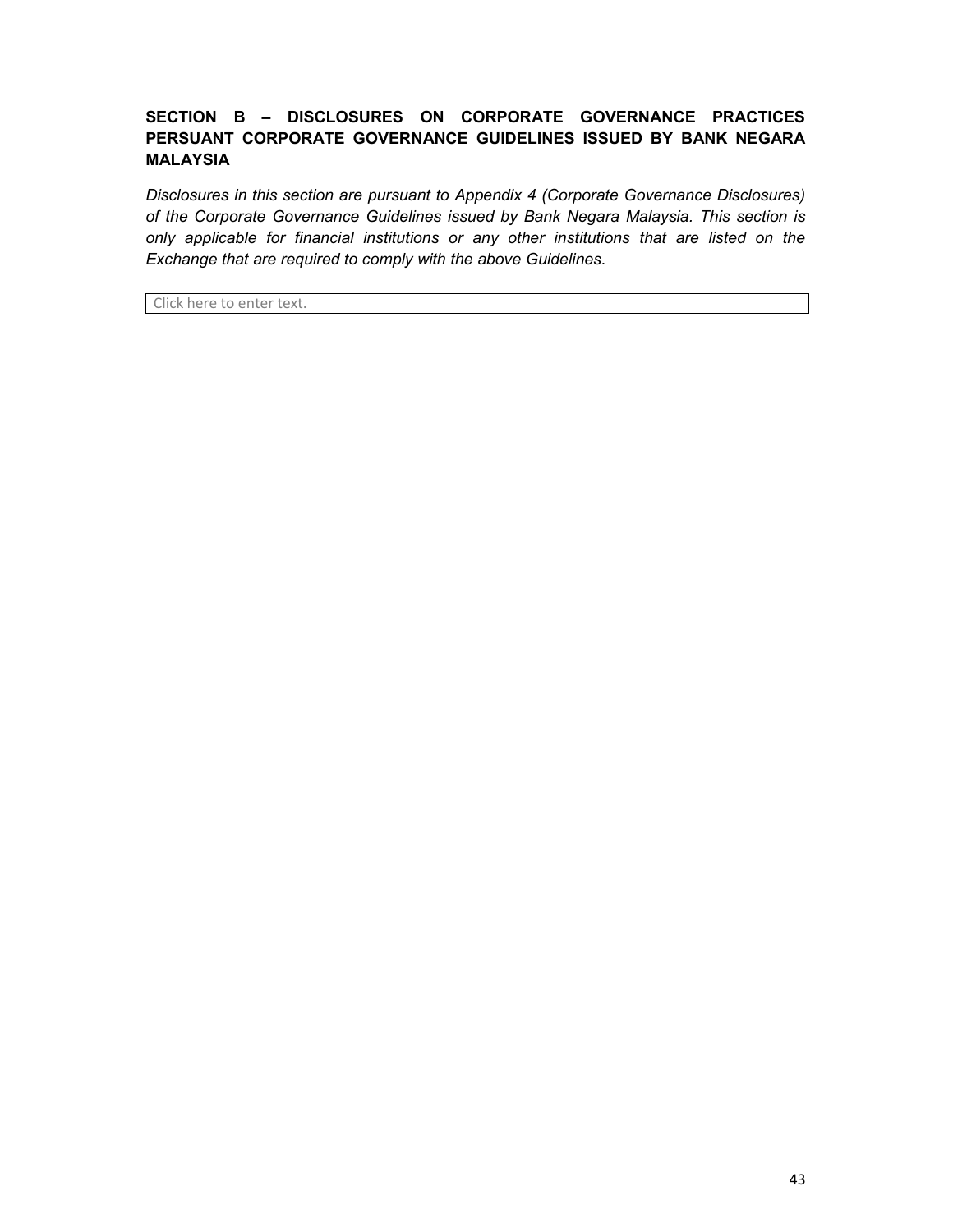**SECTION B – DISCLOSURES ON CORPORATE GOVERNANCE PRACTICES PERSUANT CORPORATE GOVERNANCE GUIDELINES ISSUED BY BANK NEGARA MALAYSIA**

*Disclosures in this section are pursuant to Appendix 4 (Corporate Governance Disclosures) of the Corporate Governance Guidelines issued by Bank Negara Malaysia. This section is only applicable for financial institutions or any other institutions that are listed on the Exchange that are required to comply with the above Guidelines.*

| |
|---|
| Click here to enter text. |